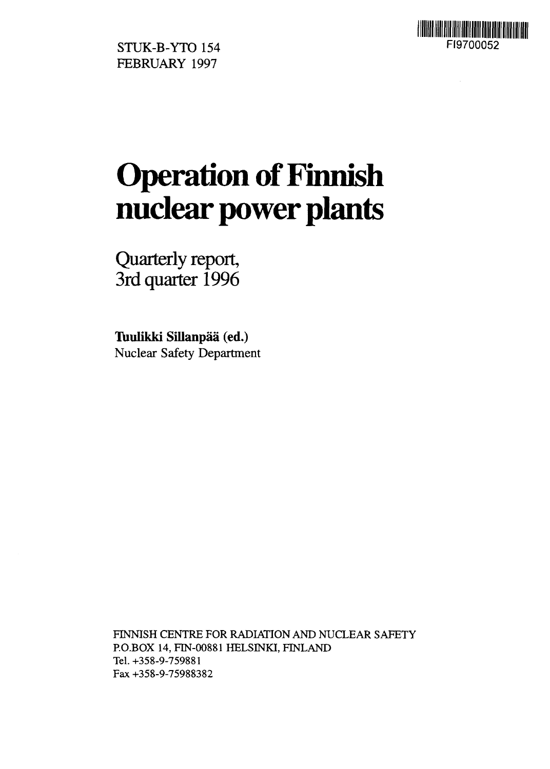STUK-B-YTO 154
FEBRUARY 1997

FI9700052

# Operation of Finnish nuclear power plants

## Quarterly report, 3rd quarter 1996

**Tuulikki Sillanpää (ed.)**
Nuclear Safety Department

FINNISH CENTRE FOR RADIATION AND NUCLEAR SAFETY
P.O.BOX 14, FIN-00881 HELSINKI, FINLAND
Tel. +358-9-759881
Fax +358-9-75988382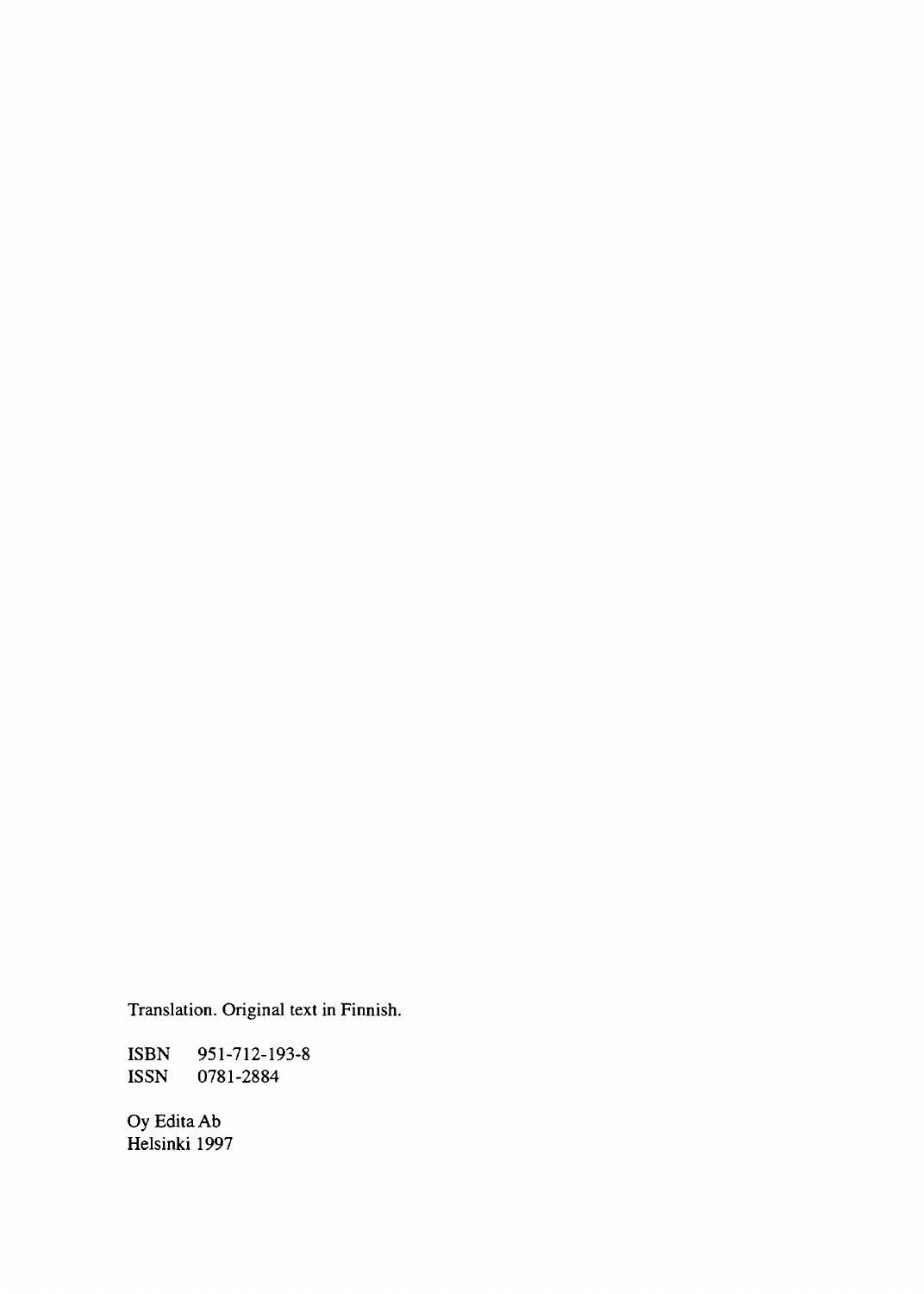Translation. Original text in Finnish.

ISBN 951-712-193-8
ISSN 0781-2884

Oy Edita Ab
Helsinki 1997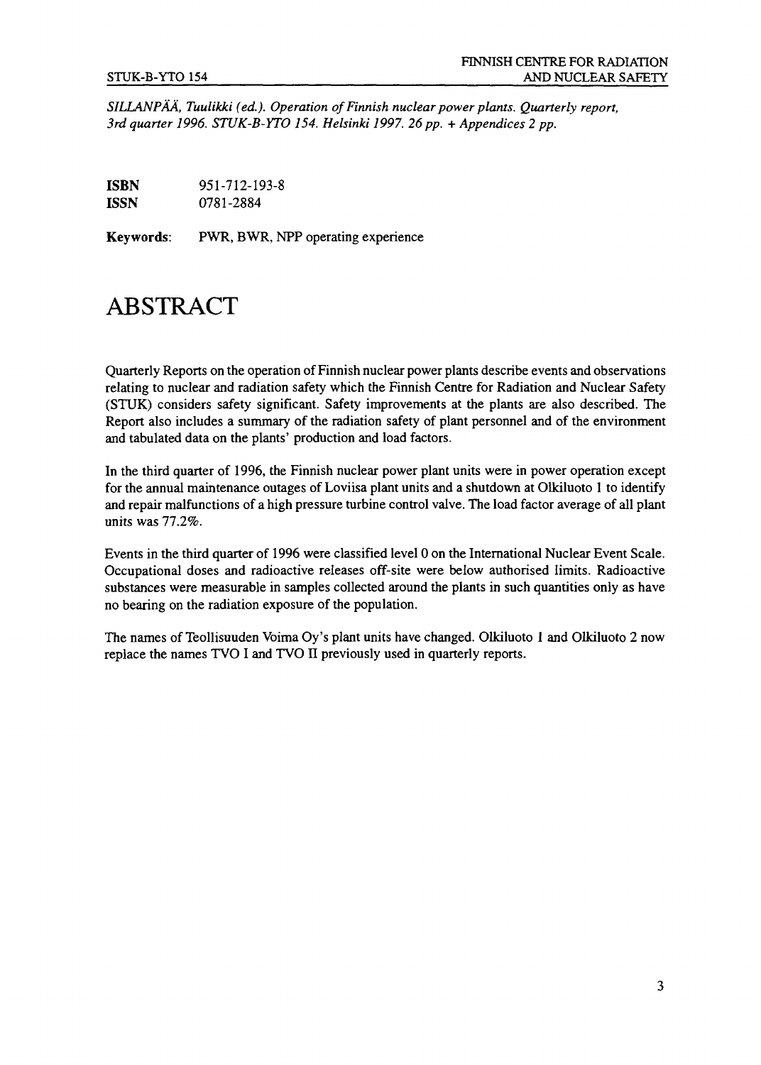*SILLANPÄÄ, Tuulikki (ed.). Operation of Finnish nuclear power plants. Quarterly report, 3rd quarter 1996. STUK-B-YTO 154. Helsinki 1997. 26 pp. + Appendices 2 pp.*

**ISBN** 951-712-193-8
**ISSN** 0781-2884

**Keywords**: PWR, BWR, NPP operating experience

# ABSTRACT

Quarterly Reports on the operation of Finnish nuclear power plants describe events and observations relating to nuclear and radiation safety which the Finnish Centre for Radiation and Nuclear Safety (STUK) considers safety significant. Safety improvements at the plants are also described. The Report also includes a summary of the radiation safety of plant personnel and of the environment and tabulated data on the plants' production and load factors.

In the third quarter of 1996, the Finnish nuclear power plant units were in power operation except for the annual maintenance outages of Loviisa plant units and a shutdown at Olkiluoto 1 to identify and repair malfunctions of a high pressure turbine control valve. The load factor average of all plant units was 77.2%.

Events in the third quarter of 1996 were classified level 0 on the International Nuclear Event Scale. Occupational doses and radioactive releases off-site were below authorised limits. Radioactive substances were measurable in samples collected around the plants in such quantities only as have no bearing on the radiation exposure of the population.

The names of Teollisuuden Voima Oy's plant units have changed. Olkiluoto 1 and Olkiluoto 2 now replace the names TVO I and TVO II previously used in quarterly reports.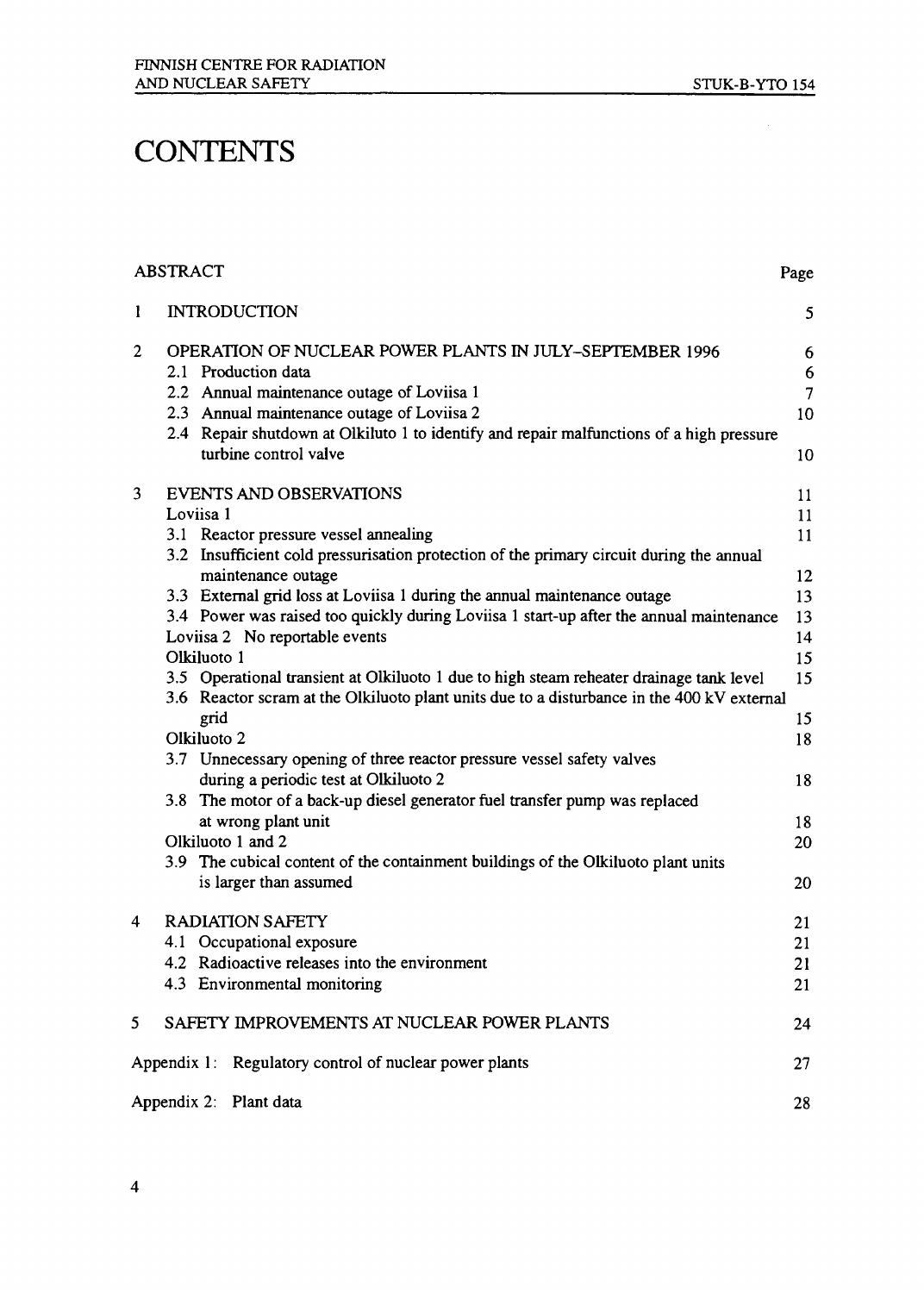# CONTENTS

| | | Page |
|---|---|---|
| ABSTRACT | | |
| 1 | INTRODUCTION | 5 |
| 2 | OPERATION OF NUCLEAR POWER PLANTS IN JULY–SEPTEMBER 1996 | 6 |
| | 2.1 Production data | 6 |
| | 2.2 Annual maintenance outage of Loviisa 1 | 7 |
| | 2.3 Annual maintenance outage of Loviisa 2 | 10 |
| | 2.4 Repair shutdown at Olkiluto 1 to identify and repair malfunctions of a high pressure turbine control valve | 10 |
| 3 | EVENTS AND OBSERVATIONS | 11 |
| | Loviisa 1 | 11 |
| | 3.1 Reactor pressure vessel annealing | 11 |
| | 3.2 Insufficient cold pressurisation protection of the primary circuit during the annual maintenance outage | 12 |
| | 3.3 External grid loss at Loviisa 1 during the annual maintenance outage | 13 |
| | 3.4 Power was raised too quickly during Loviisa 1 start-up after the annual maintenance | 13 |
| | Loviisa 2 No reportable events | 14 |
| | Olkiluoto 1 | 15 |
| | 3.5 Operational transient at Olkiluoto 1 due to high steam reheater drainage tank level | 15 |
| | 3.6 Reactor scram at the Olkiluoto plant units due to a disturbance in the 400 kV external grid | 15 |
| | Olkiluoto 2 | 18 |
| | 3.7 Unnecessary opening of three reactor pressure vessel safety valves during a periodic test at Olkiluoto 2 | 18 |
| | 3.8 The motor of a back-up diesel generator fuel transfer pump was replaced at wrong plant unit | 18 |
| | Olkiluoto 1 and 2 | 20 |
| | 3.9 The cubical content of the containment buildings of the Olkiluoto plant units is larger than assumed | 20 |
| 4 | RADIATION SAFETY | 21 |
| | 4.1 Occupational exposure | 21 |
| | 4.2 Radioactive releases into the environment | 21 |
| | 4.3 Environmental monitoring | 21 |
| 5 | SAFETY IMPROVEMENTS AT NUCLEAR POWER PLANTS | 24 |
| Appendix 1: | Regulatory control of nuclear power plants | 27 |
| Appendix 2: | Plant data | 28 |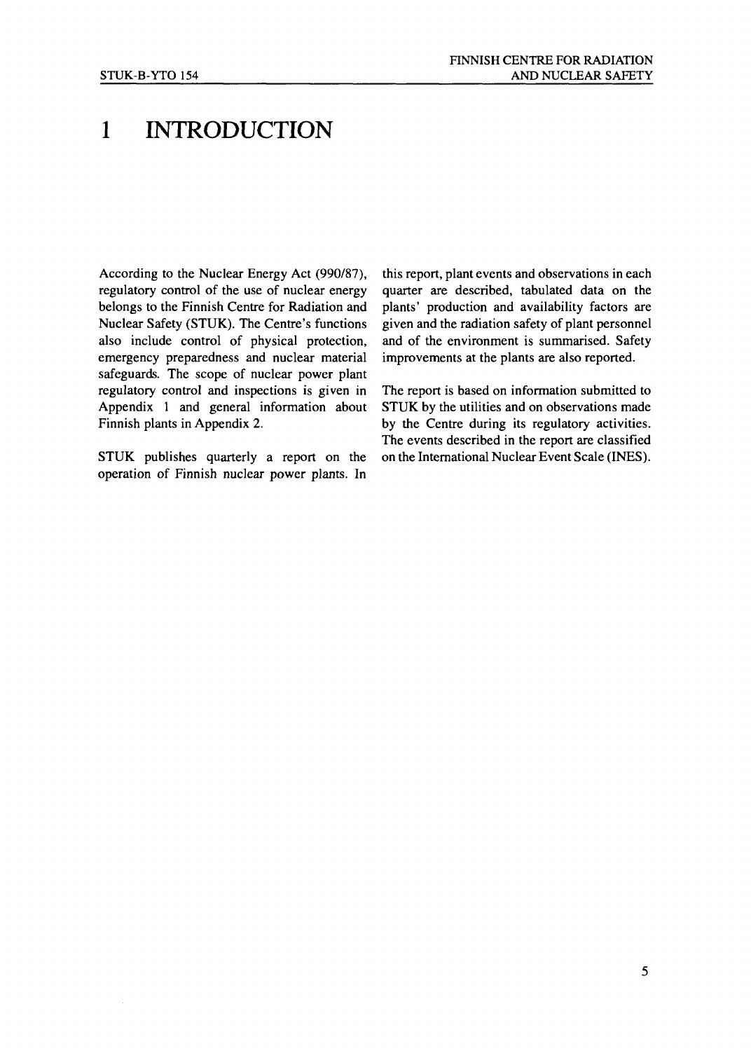# 1 INTRODUCTION

According to the Nuclear Energy Act (990/87), regulatory control of the use of nuclear energy belongs to the Finnish Centre for Radiation and Nuclear Safety (STUK). The Centre's functions also include control of physical protection, emergency preparedness and nuclear material safeguards. The scope of nuclear power plant regulatory control and inspections is given in Appendix 1 and general information about Finnish plants in Appendix 2.

STUK publishes quarterly a report on the operation of Finnish nuclear power plants. In this report, plant events and observations in each quarter are described, tabulated data on the plants' production and availability factors are given and the radiation safety of plant personnel and of the environment is summarised. Safety improvements at the plants are also reported.

The report is based on information submitted to STUK by the utilities and on observations made by the Centre during its regulatory activities. The events described in the report are classified on the International Nuclear Event Scale (INES).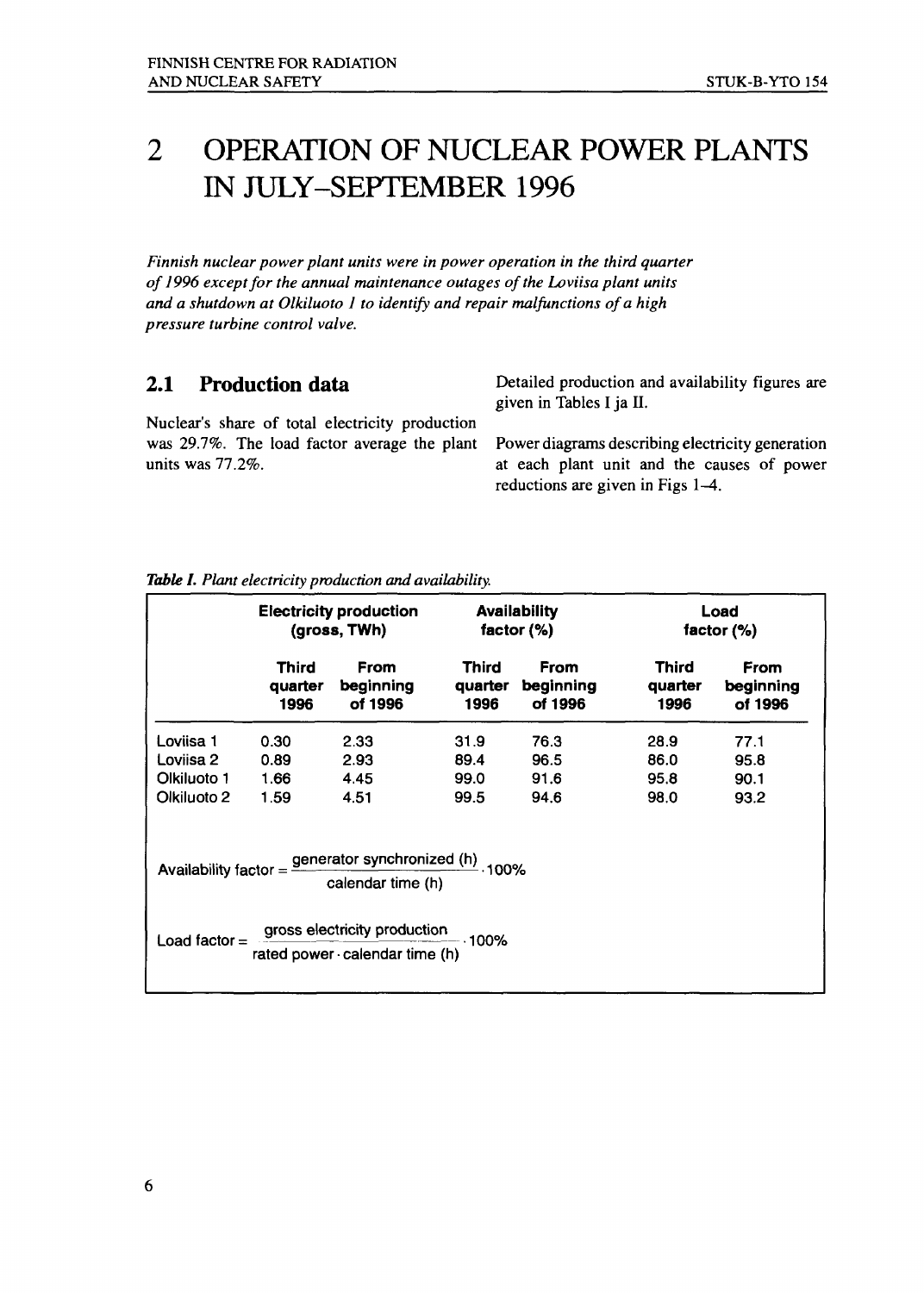# 2 OPERATION OF NUCLEAR POWER PLANTS IN JULY–SEPTEMBER 1996

*Finnish nuclear power plant units were in power operation in the third quarter of 1996 except for the annual maintenance outages of the Loviisa plant units and a shutdown at Olkiluoto 1 to identify and repair malfunctions of a high pressure turbine control valve.*

## 2.1 Production data

Nuclear's share of total electricity production was 29.7%. The load factor average the plant units was 77.2%.

Detailed production and availability figures are given in Tables I ja II.

Power diagrams describing electricity generation at each plant unit and the causes of power reductions are given in Figs 1–4.

***Table I.*** *Plant electricity production and availability.*

| | Electricity production (gross, TWh) | | Availability factor (%) | | Load factor (%) | |
|---|---|---|---|---|---|---|
| | Third quarter 1996 | From beginning of 1996 | Third quarter 1996 | From beginning of 1996 | Third quarter 1996 | From beginning of 1996 |
| Loviisa 1 | 0.30 | 2.33 | 31.9 | 76.3 | 28.9 | 77.1 |
| Loviisa 2 | 0.89 | 2.93 | 89.4 | 96.5 | 86.0 | 95.8 |
| Olkiluoto 1 | 1.66 | 4.45 | 99.0 | 91.6 | 95.8 | 90.1 |
| Olkiluoto 2 | 1.59 | 4.51 | 99.5 | 94.6 | 98.0 | 93.2 |

$$\text{Availability factor} = \frac{\text{generator synchronized (h)}}{\text{calendar time (h)}} \cdot 100\%$$

$$\text{Load factor} = \frac{\text{gross electricity production}}{\text{rated power} \cdot \text{calendar time (h)}} \cdot 100\%$$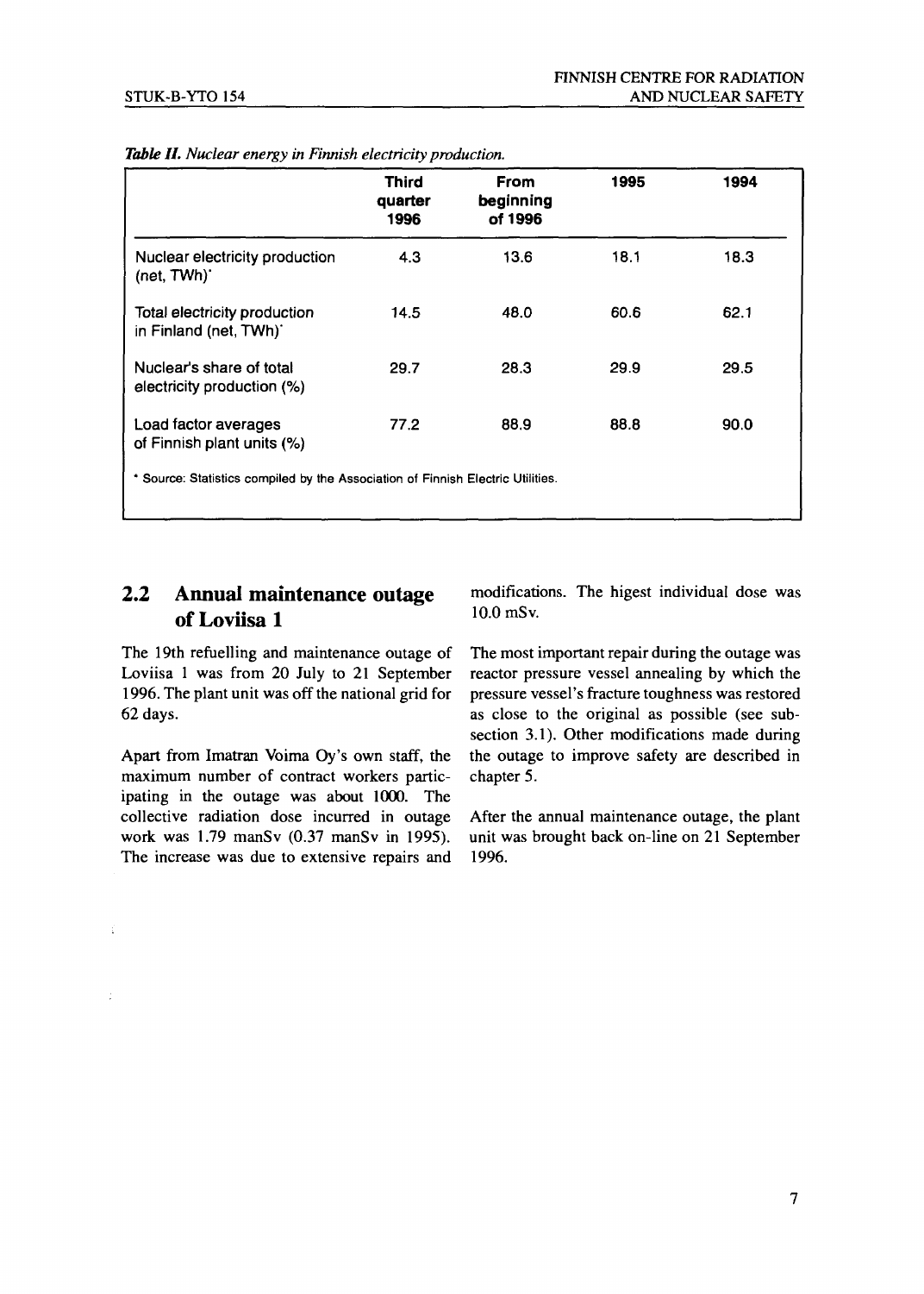*Table II. Nuclear energy in Finnish electricity production.*

| | Third quarter 1996 | From beginning of 1996 | 1995 | 1994 |
|---|---|---|---|---|
| Nuclear electricity production (net, TWh)* | 4.3 | 13.6 | 18.1 | 18.3 |
| Total electricity production in Finland (net, TWh)* | 14.5 | 48.0 | 60.6 | 62.1 |
| Nuclear's share of total electricity production (%) | 29.7 | 28.3 | 29.9 | 29.5 |
| Load factor averages of Finnish plant units (%) | 77.2 | 88.9 | 88.8 | 90.0 |

\* Source: Statistics compiled by the Association of Finnish Electric Utilities.

## 2.2 Annual maintenance outage of Loviisa 1

The 19th refuelling and maintenance outage of Loviisa 1 was from 20 July to 21 September 1996. The plant unit was off the national grid for 62 days.

Apart from Imatran Voima Oy's own staff, the maximum number of contract workers participating in the outage was about 1000. The collective radiation dose incurred in outage work was 1.79 manSv (0.37 manSv in 1995). The increase was due to extensive repairs and modifications. The higest individual dose was 10.0 mSv.

The most important repair during the outage was reactor pressure vessel annealing by which the pressure vessel's fracture toughness was restored as close to the original as possible (see subsection 3.1). Other modifications made during the outage to improve safety are described in chapter 5.

After the annual maintenance outage, the plant unit was brought back on-line on 21 September 1996.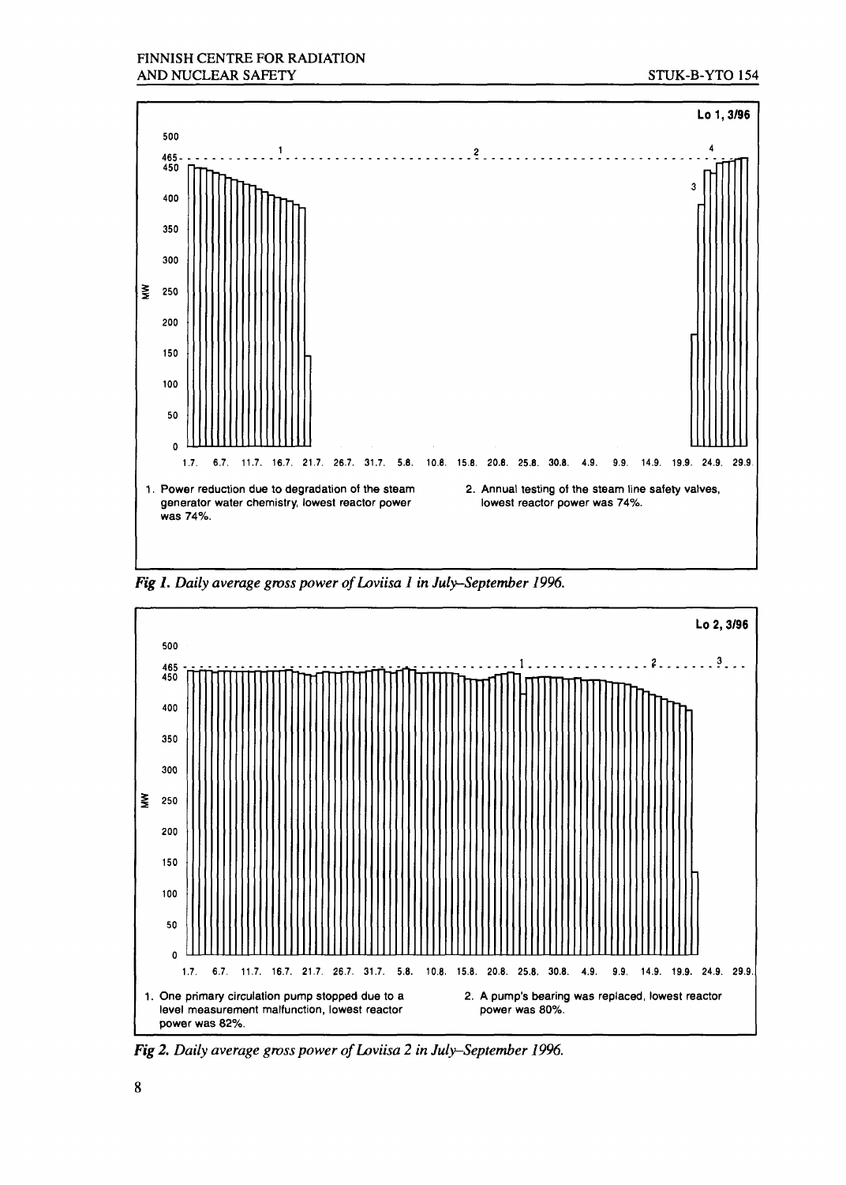Lo 1, 3/96

1. Power reduction due to degradation of the steam generator water chemistry, lowest reactor power was 74%.
2. Annual testing of the steam line safety valves, lowest reactor power was 74%.

*Fig 1. Daily average gross power of Loviisa 1 in July–September 1996.*

Lo 2, 3/96

1. One primary circulation pump stopped due to a level measurement malfunction, lowest reactor power was 82%.
2. A pump's bearing was replaced, lowest reactor power was 80%.

*Fig 2. Daily average gross power of Loviisa 2 in July–September 1996.*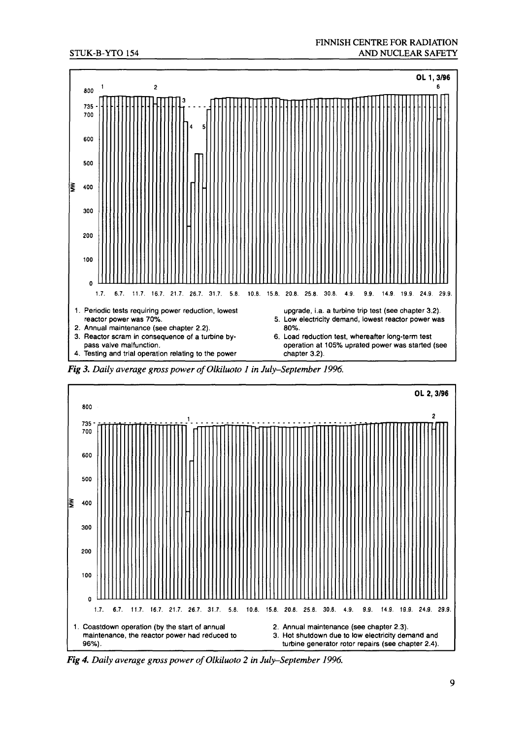OL 1, 3/96

1. Periodic tests requiring power reduction, lowest reactor power was 70%.
2. Annual maintenance (see chapter 2.2).
3. Reactor scram in consequence of a turbine by-pass valve malfunction.
4. Testing and trial operation relating to the power upgrade, i.a. a turbine trip test (see chapter 3.2).
5. Low electricity demand, lowest reactor power was 80%.
6. Load reduction test, whereafter long-term test operation at 105% uprated power was started (see chapter 3.2).

*Fig 3. Daily average gross power of Olkiluoto 1 in July–September 1996.*

OL 2, 3/96

1. Coastdown operation (by the start of annual maintenance, the reactor power had reduced to 96%).
2. Annual maintenance (see chapter 2.3).
3. Hot shutdown due to low electricity demand and turbine generator rotor repairs (see chapter 2.4).

*Fig 4. Daily average gross power of Olkiluoto 2 in July–September 1996.*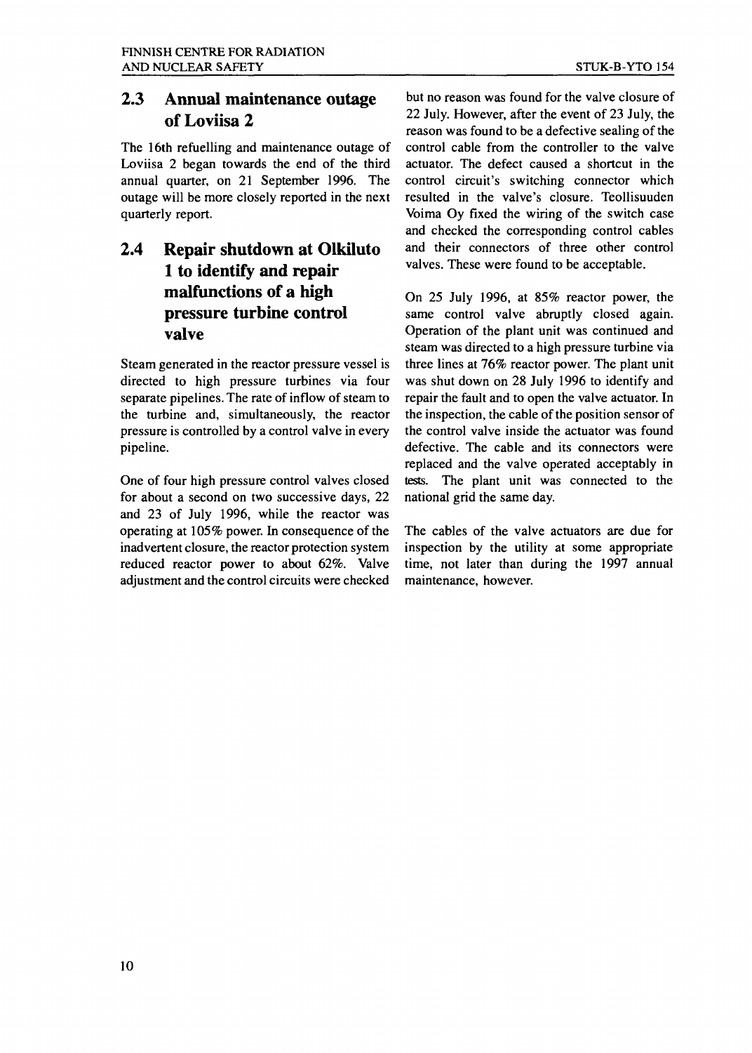## 2.3 Annual maintenance outage of Loviisa 2

The 16th refuelling and maintenance outage of Loviisa 2 began towards the end of the third annual quarter, on 21 September 1996. The outage will be more closely reported in the next quarterly report.

## 2.4 Repair shutdown at Olkiluto 1 to identify and repair malfunctions of a high pressure turbine control valve

Steam generated in the reactor pressure vessel is directed to high pressure turbines via four separate pipelines. The rate of inflow of steam to the turbine and, simultaneously, the reactor pressure is controlled by a control valve in every pipeline.

One of four high pressure control valves closed for about a second on two successive days, 22 and 23 of July 1996, while the reactor was operating at 105% power. In consequence of the inadvertent closure, the reactor protection system reduced reactor power to about 62%. Valve adjustment and the control circuits were checked but no reason was found for the valve closure of 22 July. However, after the event of 23 July, the reason was found to be a defective sealing of the control cable from the controller to the valve actuator. The defect caused a shortcut in the control circuit's switching connector which resulted in the valve's closure. Teollisuuden Voima Oy fixed the wiring of the switch case and checked the corresponding control cables and their connectors of three other control valves. These were found to be acceptable.

On 25 July 1996, at 85% reactor power, the same control valve abruptly closed again. Operation of the plant unit was continued and steam was directed to a high pressure turbine via three lines at 76% reactor power. The plant unit was shut down on 28 July 1996 to identify and repair the fault and to open the valve actuator. In the inspection, the cable of the position sensor of the control valve inside the actuator was found defective. The cable and its connectors were replaced and the valve operated acceptably in tests. The plant unit was connected to the national grid the same day.

The cables of the valve actuators are due for inspection by the utility at some appropriate time, not later than during the 1997 annual maintenance, however.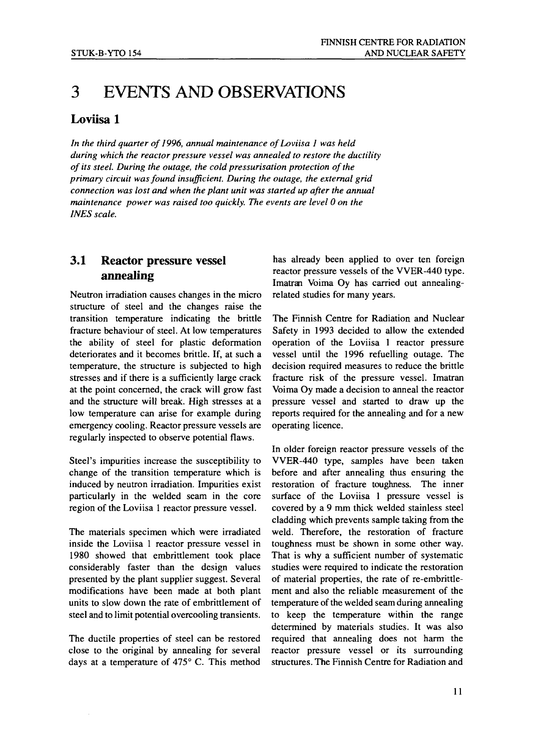# 3 EVENTS AND OBSERVATIONS

## Loviisa 1

*In the third quarter of 1996, annual maintenance of Loviisa 1 was held during which the reactor pressure vessel was annealed to restore the ductility of its steel. During the outage, the cold pressurisation protection of the primary circuit was found insufficient. During the outage, the external grid connection was lost and when the plant unit was started up after the annual maintenance power was raised too quickly. The events are level 0 on the INES scale.*

### 3.1 Reactor pressure vessel annealing

Neutron irradiation causes changes in the micro structure of steel and the changes raise the transition temperature indicating the brittle fracture behaviour of steel. At low temperatures the ability of steel for plastic deformation deteriorates and it becomes brittle. If, at such a temperature, the structure is subjected to high stresses and if there is a sufficiently large crack at the point concerned, the crack will grow fast and the structure will break. High stresses at a low temperature can arise for example during emergency cooling. Reactor pressure vessels are regularly inspected to observe potential flaws.

Steel's impurities increase the susceptibility to change of the transition temperature which is induced by neutron irradiation. Impurities exist particularly in the welded seam in the core region of the Loviisa 1 reactor pressure vessel.

The materials specimen which were irradiated inside the Loviisa 1 reactor pressure vessel in 1980 showed that embrittlement took place considerably faster than the design values presented by the plant supplier suggest. Several modifications have been made at both plant units to slow down the rate of embrittlement of steel and to limit potential overcooling transients.

The ductile properties of steel can be restored close to the original by annealing for several days at a temperature of 475° C. This method has already been applied to over ten foreign reactor pressure vessels of the VVER-440 type. Imatran Voima Oy has carried out annealing-related studies for many years.

The Finnish Centre for Radiation and Nuclear Safety in 1993 decided to allow the extended operation of the Loviisa 1 reactor pressure vessel until the 1996 refuelling outage. The decision required measures to reduce the brittle fracture risk of the pressure vessel. Imatran Voima Oy made a decision to anneal the reactor pressure vessel and started to draw up the reports required for the annealing and for a new operating licence.

In older foreign reactor pressure vessels of the VVER-440 type, samples have been taken before and after annealing thus ensuring the restoration of fracture toughness. The inner surface of the Loviisa 1 pressure vessel is covered by a 9 mm thick welded stainless steel cladding which prevents sample taking from the weld. Therefore, the restoration of fracture toughness must be shown in some other way. That is why a sufficient number of systematic studies were required to indicate the restoration of material properties, the rate of re-embrittlement and also the reliable measurement of the temperature of the welded seam during annealing to keep the temperature within the range determined by materials studies. It was also required that annealing does not harm the reactor pressure vessel or its surrounding structures. The Finnish Centre for Radiation and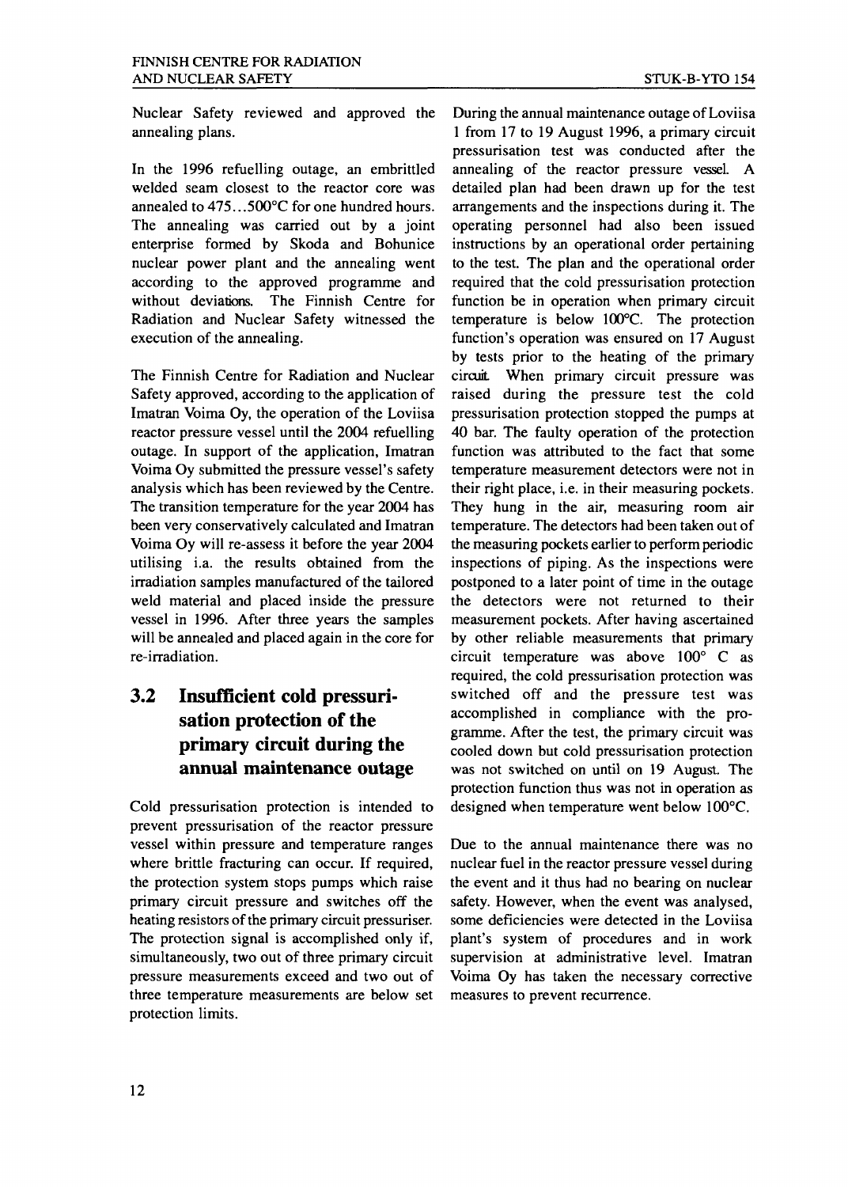Nuclear Safety reviewed and approved the annealing plans.

In the 1996 refuelling outage, an embrittled welded seam closest to the reactor core was annealed to 475...500°C for one hundred hours. The annealing was carried out by a joint enterprise formed by Skoda and Bohunice nuclear power plant and the annealing went according to the approved programme and without deviations. The Finnish Centre for Radiation and Nuclear Safety witnessed the execution of the annealing.

The Finnish Centre for Radiation and Nuclear Safety approved, according to the application of Imatran Voima Oy, the operation of the Loviisa reactor pressure vessel until the 2004 refuelling outage. In support of the application, Imatran Voima Oy submitted the pressure vessel's safety analysis which has been reviewed by the Centre. The transition temperature for the year 2004 has been very conservatively calculated and Imatran Voima Oy will re-assess it before the year 2004 utilising i.a. the results obtained from the irradiation samples manufactured of the tailored weld material and placed inside the pressure vessel in 1996. After three years the samples will be annealed and placed again in the core for re-irradiation.

## 3.2 Insufficient cold pressurisation protection of the primary circuit during the annual maintenance outage

Cold pressurisation protection is intended to prevent pressurisation of the reactor pressure vessel within pressure and temperature ranges where brittle fracturing can occur. If required, the protection system stops pumps which raise primary circuit pressure and switches off the heating resistors of the primary circuit pressuriser. The protection signal is accomplished only if, simultaneously, two out of three primary circuit pressure measurements exceed and two out of three temperature measurements are below set protection limits.

During the annual maintenance outage of Loviisa 1 from 17 to 19 August 1996, a primary circuit pressurisation test was conducted after the annealing of the reactor pressure vessel. A detailed plan had been drawn up for the test arrangements and the inspections during it. The operating personnel had also been issued instructions by an operational order pertaining to the test. The plan and the operational order required that the cold pressurisation protection function be in operation when primary circuit temperature is below 100°C. The protection function's operation was ensured on 17 August by tests prior to the heating of the primary circuit. When primary circuit pressure was raised during the pressure test the cold pressurisation protection stopped the pumps at 40 bar. The faulty operation of the protection function was attributed to the fact that some temperature measurement detectors were not in their right place, i.e. in their measuring pockets. They hung in the air, measuring room air temperature. The detectors had been taken out of the measuring pockets earlier to perform periodic inspections of piping. As the inspections were postponed to a later point of time in the outage the detectors were not returned to their measurement pockets. After having ascertained by other reliable measurements that primary circuit temperature was above 100° C as required, the cold pressurisation protection was switched off and the pressure test was accomplished in compliance with the programme. After the test, the primary circuit was cooled down but cold pressurisation protection was not switched on until on 19 August. The protection function thus was not in operation as designed when temperature went below 100°C.

Due to the annual maintenance there was no nuclear fuel in the reactor pressure vessel during the event and it thus had no bearing on nuclear safety. However, when the event was analysed, some deficiencies were detected in the Loviisa plant's system of procedures and in work supervision at administrative level. Imatran Voima Oy has taken the necessary corrective measures to prevent recurrence.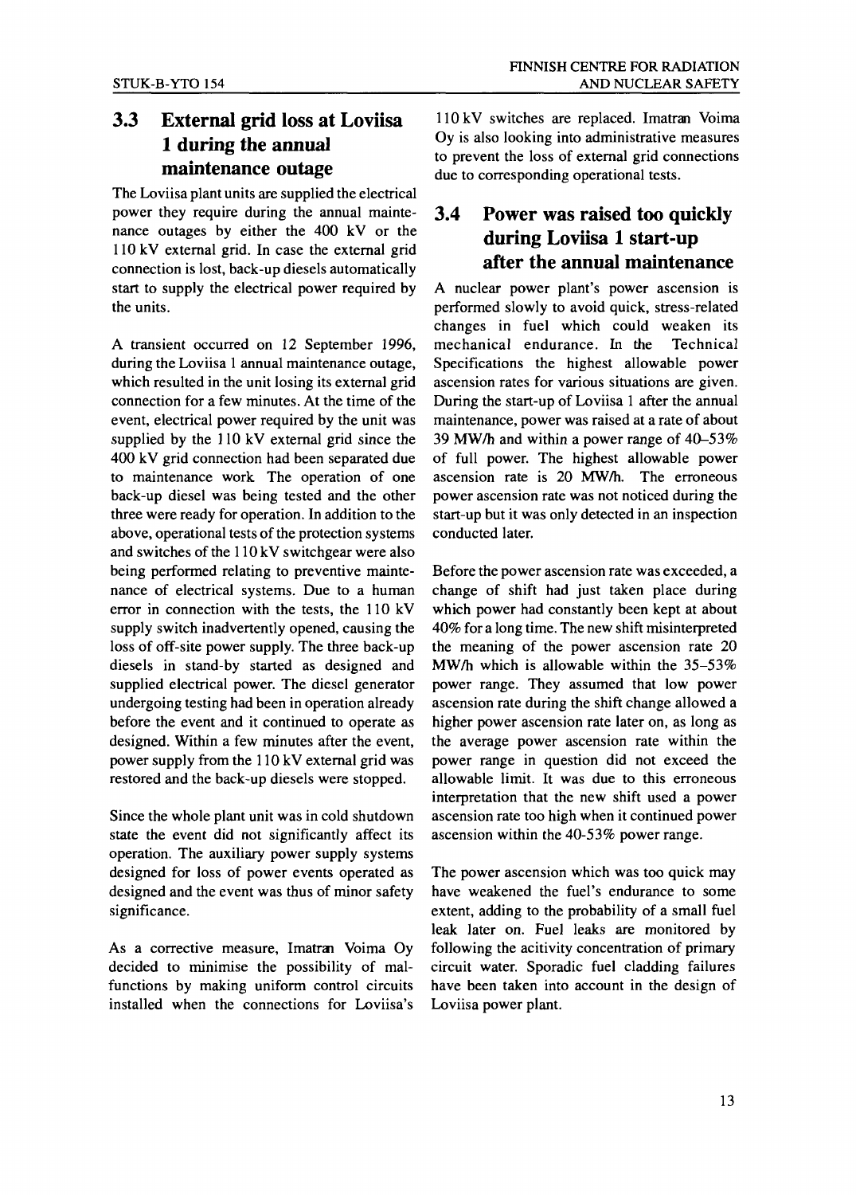## 3.3 External grid loss at Loviisa 1 during the annual maintenance outage

The Loviisa plant units are supplied the electrical power they require during the annual maintenance outages by either the 400 kV or the 110 kV external grid. In case the external grid connection is lost, back-up diesels automatically start to supply the electrical power required by the units.

A transient occurred on 12 September 1996, during the Loviisa 1 annual maintenance outage, which resulted in the unit losing its external grid connection for a few minutes. At the time of the event, electrical power required by the unit was supplied by the 110 kV external grid since the 400 kV grid connection had been separated due to maintenance work. The operation of one back-up diesel was being tested and the other three were ready for operation. In addition to the above, operational tests of the protection systems and switches of the 110 kV switchgear were also being performed relating to preventive maintenance of electrical systems. Due to a human error in connection with the tests, the 110 kV supply switch inadvertently opened, causing the loss of off-site power supply. The three back-up diesels in stand-by started as designed and supplied electrical power. The diesel generator undergoing testing had been in operation already before the event and it continued to operate as designed. Within a few minutes after the event, power supply from the 110 kV external grid was restored and the back-up diesels were stopped.

Since the whole plant unit was in cold shutdown state the event did not significantly affect its operation. The auxiliary power supply systems designed for loss of power events operated as designed and the event was thus of minor safety significance.

As a corrective measure, Imatran Voima Oy decided to minimise the possibility of malfunctions by making uniform control circuits installed when the connections for Loviisa's 110 kV switches are replaced. Imatran Voima Oy is also looking into administrative measures to prevent the loss of external grid connections due to corresponding operational tests.

## 3.4 Power was raised too quickly during Loviisa 1 start-up after the annual maintenance

A nuclear power plant's power ascension is performed slowly to avoid quick, stress-related changes in fuel which could weaken its mechanical endurance. In the Technical Specifications the highest allowable power ascension rates for various situations are given. During the start-up of Loviisa 1 after the annual maintenance, power was raised at a rate of about 39 MW/h and within a power range of 40–53% of full power. The highest allowable power ascension rate is 20 MW/h. The erroneous power ascension rate was not noticed during the start-up but it was only detected in an inspection conducted later.

Before the power ascension rate was exceeded, a change of shift had just taken place during which power had constantly been kept at about 40% for a long time. The new shift misinterpreted the meaning of the power ascension rate 20 MW/h which is allowable within the 35–53% power range. They assumed that low power ascension rate during the shift change allowed a higher power ascension rate later on, as long as the average power ascension rate within the power range in question did not exceed the allowable limit. It was due to this erroneous interpretation that the new shift used a power ascension rate too high when it continued power ascension within the 40-53% power range.

The power ascension which was too quick may have weakened the fuel's endurance to some extent, adding to the probability of a small fuel leak later on. Fuel leaks are monitored by following the acitivity concentration of primary circuit water. Sporadic fuel cladding failures have been taken into account in the design of Loviisa power plant.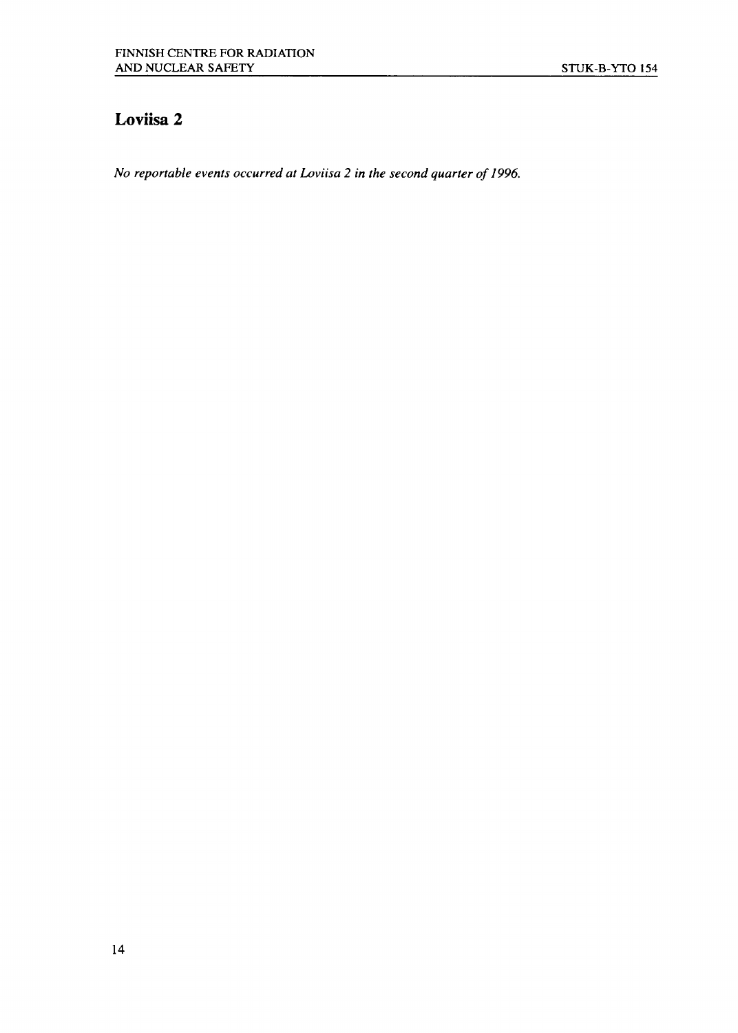## Loviisa 2

*No reportable events occurred at Loviisa 2 in the second quarter of 1996.*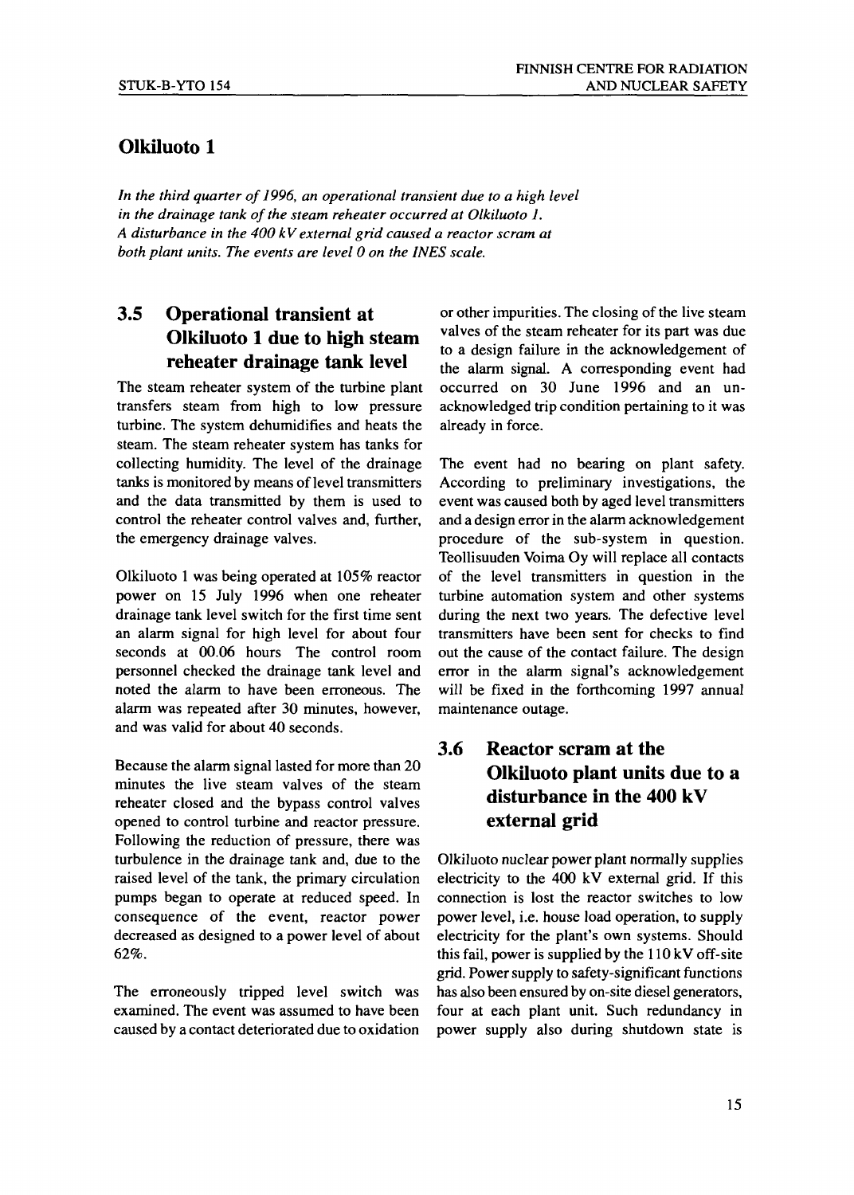## Olkiluoto 1

*In the third quarter of 1996, an operational transient due to a high level in the drainage tank of the steam reheater occurred at Olkiluoto 1. A disturbance in the 400 kV external grid caused a reactor scram at both plant units. The events are level 0 on the INES scale.*

### 3.5 Operational transient at Olkiluoto 1 due to high steam reheater drainage tank level

The steam reheater system of the turbine plant transfers steam from high to low pressure turbine. The system dehumidifies and heats the steam. The steam reheater system has tanks for collecting humidity. The level of the drainage tanks is monitored by means of level transmitters and the data transmitted by them is used to control the reheater control valves and, further, the emergency drainage valves.

Olkiluoto 1 was being operated at 105% reactor power on 15 July 1996 when one reheater drainage tank level switch for the first time sent an alarm signal for high level for about four seconds at 00.06 hours The control room personnel checked the drainage tank level and noted the alarm to have been erroneous. The alarm was repeated after 30 minutes, however, and was valid for about 40 seconds.

Because the alarm signal lasted for more than 20 minutes the live steam valves of the steam reheater closed and the bypass control valves opened to control turbine and reactor pressure. Following the reduction of pressure, there was turbulence in the drainage tank and, due to the raised level of the tank, the primary circulation pumps began to operate at reduced speed. In consequence of the event, reactor power decreased as designed to a power level of about 62%.

The erroneously tripped level switch was examined. The event was assumed to have been caused by a contact deteriorated due to oxidation or other impurities. The closing of the live steam valves of the steam reheater for its part was due to a design failure in the acknowledgement of the alarm signal. A corresponding event had occurred on 30 June 1996 and an unacknowledged trip condition pertaining to it was already in force.

The event had no bearing on plant safety. According to preliminary investigations, the event was caused both by aged level transmitters and a design error in the alarm acknowledgement procedure of the sub-system in question. Teollisuuden Voima Oy will replace all contacts of the level transmitters in question in the turbine automation system and other systems during the next two years. The defective level transmitters have been sent for checks to find out the cause of the contact failure. The design error in the alarm signal's acknowledgement will be fixed in the forthcoming 1997 annual maintenance outage.

### 3.6 Reactor scram at the Olkiluoto plant units due to a disturbance in the 400 kV external grid

Olkiluoto nuclear power plant normally supplies electricity to the 400 kV external grid. If this connection is lost the reactor switches to low power level, i.e. house load operation, to supply electricity for the plant's own systems. Should this fail, power is supplied by the 110 kV off-site grid. Power supply to safety-significant functions has also been ensured by on-site diesel generators, four at each plant unit. Such redundancy in power supply also during shutdown state is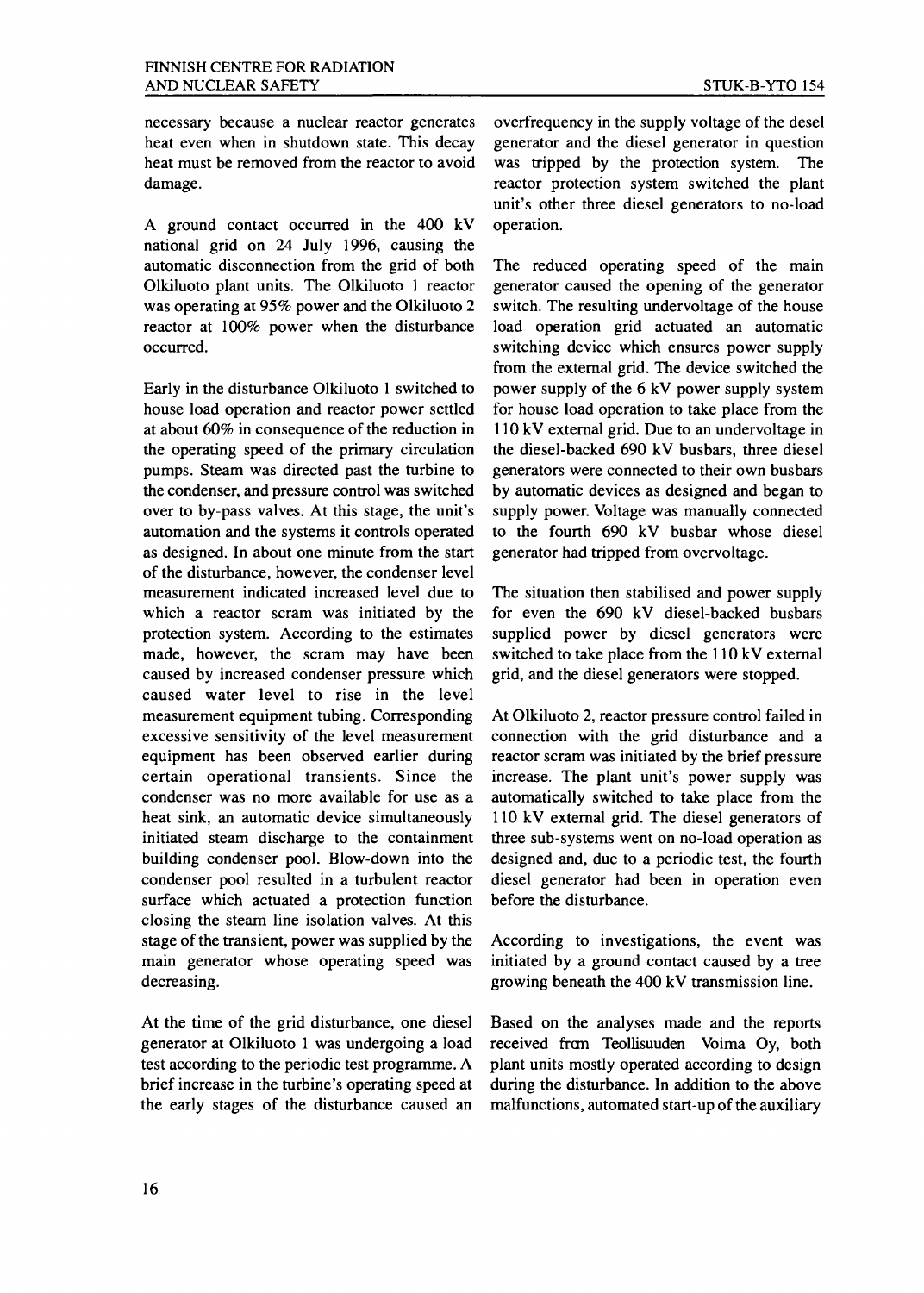necessary because a nuclear reactor generates heat even when in shutdown state. This decay heat must be removed from the reactor to avoid damage.

A ground contact occurred in the 400 kV national grid on 24 July 1996, causing the automatic disconnection from the grid of both Olkiluoto plant units. The Olkiluoto 1 reactor was operating at 95% power and the Olkiluoto 2 reactor at 100% power when the disturbance occurred.

Early in the disturbance Olkiluoto 1 switched to house load operation and reactor power settled at about 60% in consequence of the reduction in the operating speed of the primary circulation pumps. Steam was directed past the turbine to the condenser, and pressure control was switched over to by-pass valves. At this stage, the unit's automation and the systems it controls operated as designed. In about one minute from the start of the disturbance, however, the condenser level measurement indicated increased level due to which a reactor scram was initiated by the protection system. According to the estimates made, however, the scram may have been caused by increased condenser pressure which caused water level to rise in the level measurement equipment tubing. Corresponding excessive sensitivity of the level measurement equipment has been observed earlier during certain operational transients. Since the condenser was no more available for use as a heat sink, an automatic device simultaneously initiated steam discharge to the containment building condenser pool. Blow-down into the condenser pool resulted in a turbulent reactor surface which actuated a protection function closing the steam line isolation valves. At this stage of the transient, power was supplied by the main generator whose operating speed was decreasing.

At the time of the grid disturbance, one diesel generator at Olkiluoto 1 was undergoing a load test according to the periodic test programme. A brief increase in the turbine's operating speed at the early stages of the disturbance caused an overfrequency in the supply voltage of the desel generator and the diesel generator in question was tripped by the protection system. The reactor protection system switched the plant unit's other three diesel generators to no-load operation.

The reduced operating speed of the main generator caused the opening of the generator switch. The resulting undervoltage of the house load operation grid actuated an automatic switching device which ensures power supply from the external grid. The device switched the power supply of the 6 kV power supply system for house load operation to take place from the 110 kV external grid. Due to an undervoltage in the diesel-backed 690 kV busbars, three diesel generators were connected to their own busbars by automatic devices as designed and began to supply power. Voltage was manually connected to the fourth 690 kV busbar whose diesel generator had tripped from overvoltage.

The situation then stabilised and power supply for even the 690 kV diesel-backed busbars supplied power by diesel generators were switched to take place from the 110 kV external grid, and the diesel generators were stopped.

At Olkiluoto 2, reactor pressure control failed in connection with the grid disturbance and a reactor scram was initiated by the brief pressure increase. The plant unit's power supply was automatically switched to take place from the 110 kV external grid. The diesel generators of three sub-systems went on no-load operation as designed and, due to a periodic test, the fourth diesel generator had been in operation even before the disturbance.

According to investigations, the event was initiated by a ground contact caused by a tree growing beneath the 400 kV transmission line.

Based on the analyses made and the reports received from Teollisuuden Voima Oy, both plant units mostly operated according to design during the disturbance. In addition to the above malfunctions, automated start-up of the auxiliary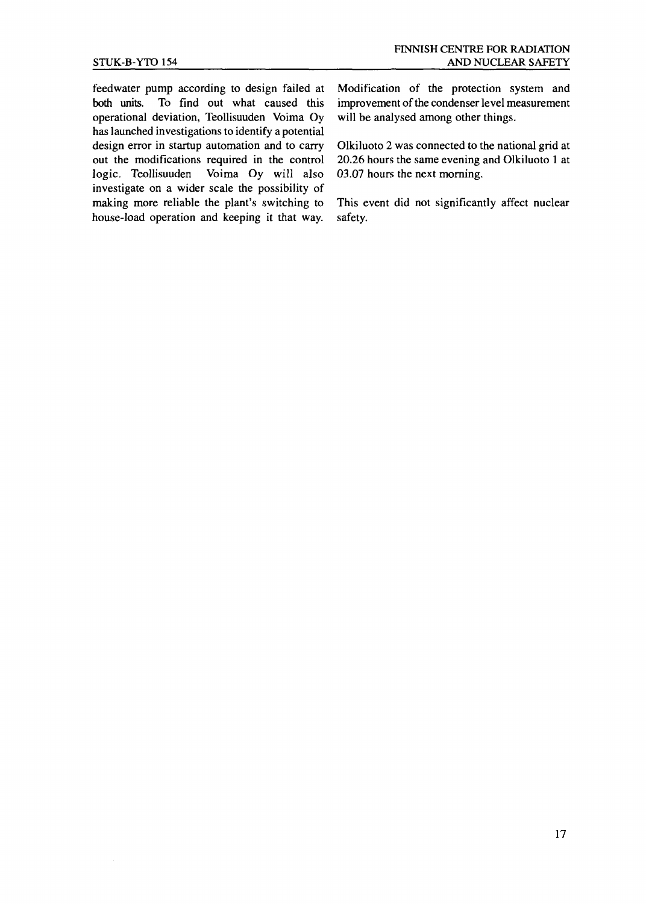feedwater pump according to design failed at both units. To find out what caused this operational deviation, Teollisuuden Voima Oy has launched investigations to identify a potential design error in startup automation and to carry out the modifications required in the control logic. Teollisuuden Voima Oy will also investigate on a wider scale the possibility of making more reliable the plant's switching to house-load operation and keeping it that way. Modification of the protection system and improvement of the condenser level measurement will be analysed among other things.

Olkiluoto 2 was connected to the national grid at 20.26 hours the same evening and Olkiluoto 1 at 03.07 hours the next morning.

This event did not significantly affect nuclear safety.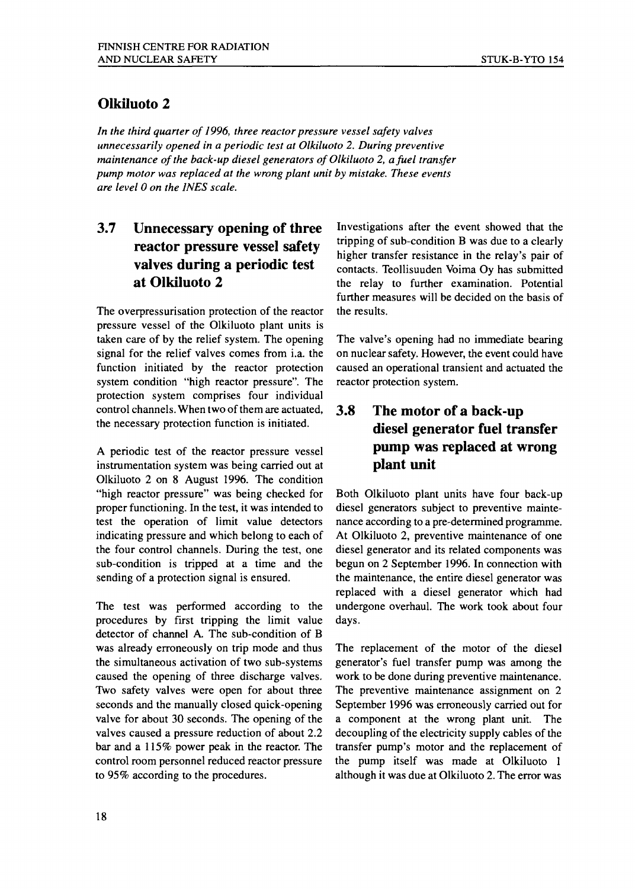## Olkiluoto 2

*In the third quarter of 1996, three reactor pressure vessel safety valves unnecessarily opened in a periodic test at Olkiluoto 2. During preventive maintenance of the back-up diesel generators of Olkiluoto 2, a fuel transfer pump motor was replaced at the wrong plant unit by mistake. These events are level 0 on the INES scale.*

### 3.7 Unnecessary opening of three reactor pressure vessel safety valves during a periodic test at Olkiluoto 2

The overpressurisation protection of the reactor pressure vessel of the Olkiluoto plant units is taken care of by the relief system. The opening signal for the relief valves comes from i.a. the function initiated by the reactor protection system condition "high reactor pressure". The protection system comprises four individual control channels. When two of them are actuated, the necessary protection function is initiated.

A periodic test of the reactor pressure vessel instrumentation system was being carried out at Olkiluoto 2 on 8 August 1996. The condition "high reactor pressure" was being checked for proper functioning. In the test, it was intended to test the operation of limit value detectors indicating pressure and which belong to each of the four control channels. During the test, one sub-condition is tripped at a time and the sending of a protection signal is ensured.

The test was performed according to the procedures by first tripping the limit value detector of channel A. The sub-condition of B was already erroneously on trip mode and thus the simultaneous activation of two sub-systems caused the opening of three discharge valves. Two safety valves were open for about three seconds and the manually closed quick-opening valve for about 30 seconds. The opening of the valves caused a pressure reduction of about 2.2 bar and a 115% power peak in the reactor. The control room personnel reduced reactor pressure to 95% according to the procedures.

Investigations after the event showed that the tripping of sub-condition B was due to a clearly higher transfer resistance in the relay's pair of contacts. Teollisuuden Voima Oy has submitted the relay to further examination. Potential further measures will be decided on the basis of the results.

The valve's opening had no immediate bearing on nuclear safety. However, the event could have caused an operational transient and actuated the reactor protection system.

### 3.8 The motor of a back-up diesel generator fuel transfer pump was replaced at wrong plant unit

Both Olkiluoto plant units have four back-up diesel generators subject to preventive maintenance according to a pre-determined programme. At Olkiluoto 2, preventive maintenance of one diesel generator and its related components was begun on 2 September 1996. In connection with the maintenance, the entire diesel generator was replaced with a diesel generator which had undergone overhaul. The work took about four days.

The replacement of the motor of the diesel generator's fuel transfer pump was among the work to be done during preventive maintenance. The preventive maintenance assignment on 2 September 1996 was erroneously carried out for a component at the wrong plant unit. The decoupling of the electricity supply cables of the transfer pump's motor and the replacement of the pump itself was made at Olkiluoto 1 although it was due at Olkiluoto 2. The error was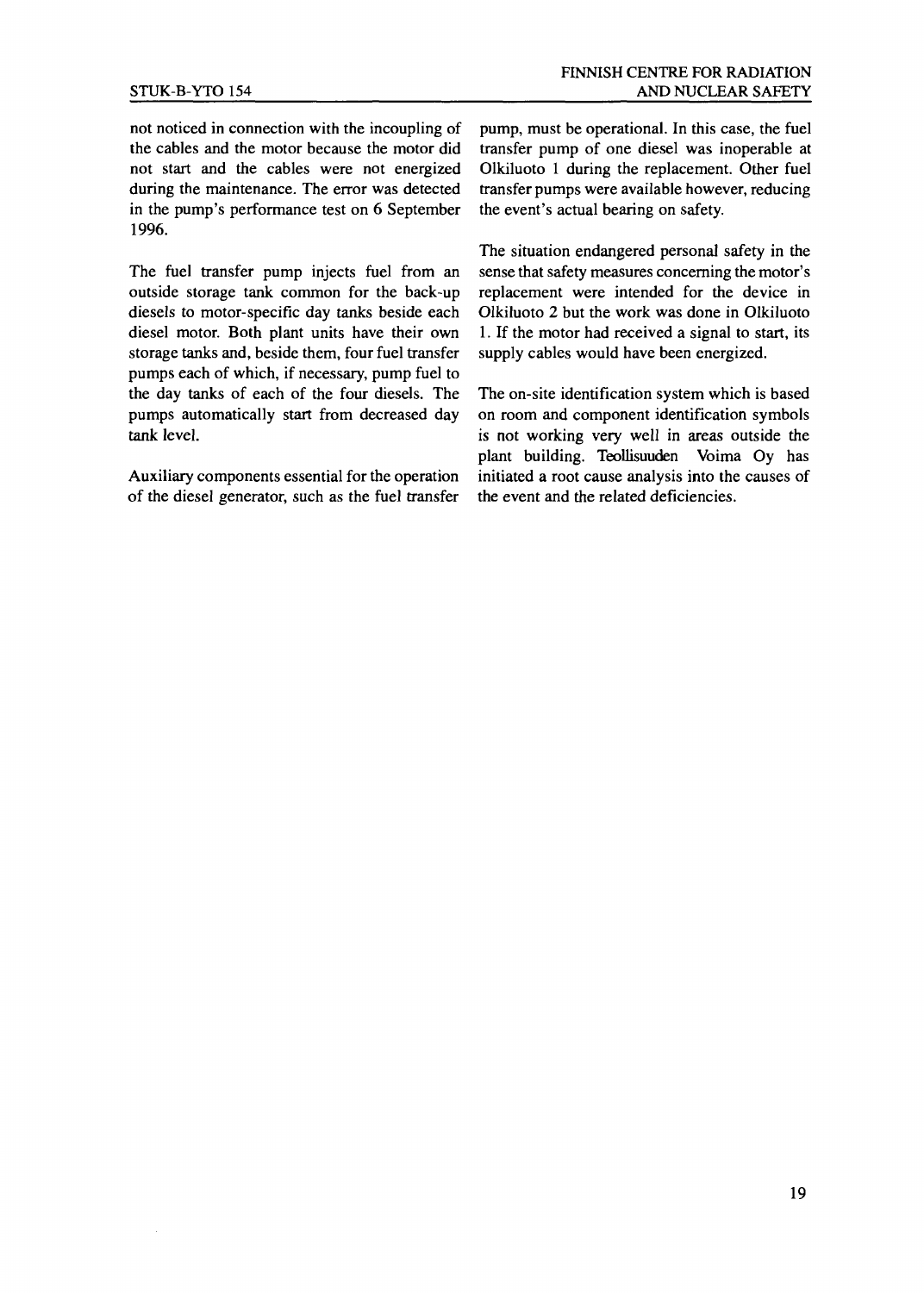not noticed in connection with the incoupling of the cables and the motor because the motor did not start and the cables were not energized during the maintenance. The error was detected in the pump's performance test on 6 September 1996.

The fuel transfer pump injects fuel from an outside storage tank common for the back-up diesels to motor-specific day tanks beside each diesel motor. Both plant units have their own storage tanks and, beside them, four fuel transfer pumps each of which, if necessary, pump fuel to the day tanks of each of the four diesels. The pumps automatically start from decreased day tank level.

Auxiliary components essential for the operation of the diesel generator, such as the fuel transfer pump, must be operational. In this case, the fuel transfer pump of one diesel was inoperable at Olkiluoto 1 during the replacement. Other fuel transfer pumps were available however, reducing the event's actual bearing on safety.

The situation endangered personal safety in the sense that safety measures concerning the motor's replacement were intended for the device in Olkiluoto 2 but the work was done in Olkiluoto 1. If the motor had received a signal to start, its supply cables would have been energized.

The on-site identification system which is based on room and component identification symbols is not working very well in areas outside the plant building. Teollisuuden Voima Oy has initiated a root cause analysis into the causes of the event and the related deficiencies.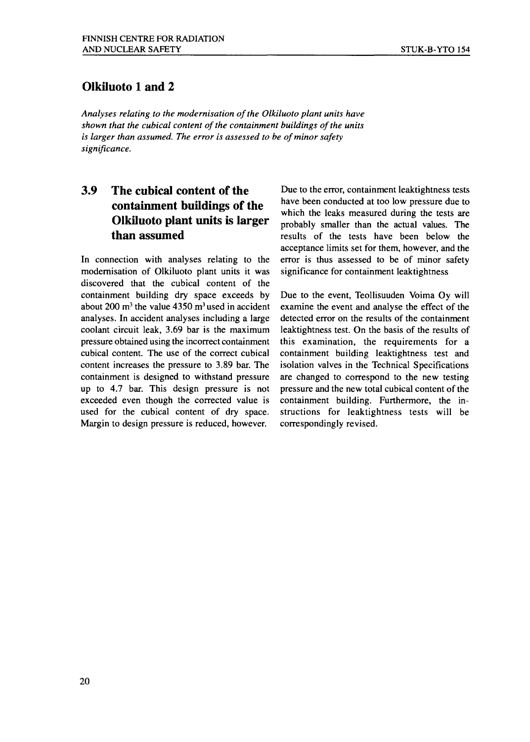## Olkiluoto 1 and 2

*Analyses relating to the modernisation of the Olkiluoto plant units have shown that the cubical content of the containment buildings of the units is larger than assumed. The error is assessed to be of minor safety significance.*

### 3.9 The cubical content of the containment buildings of the Olkiluoto plant units is larger than assumed

In connection with analyses relating to the modernisation of Olkiluoto plant units it was discovered that the cubical content of the containment building dry space exceeds by about 200 $m^3$ the value 4350 $m^3$ used in accident analyses. In accident analyses including a large coolant circuit leak, 3.69 bar is the maximum pressure obtained using the incorrect containment cubical content. The use of the correct cubical content increases the pressure to 3.89 bar. The containment is designed to withstand pressure up to 4.7 bar. This design pressure is not exceeded even though the corrected value is used for the cubical content of dry space. Margin to design pressure is reduced, however.

Due to the error, containment leaktightness tests have been conducted at too low pressure due to which the leaks measured during the tests are probably smaller than the actual values. The results of the tests have been below the acceptance limits set for them, however, and the error is thus assessed to be of minor safety significance for containment leaktightness

Due to the event, Teollisuuden Voima Oy will examine the event and analyse the effect of the detected error on the results of the containment leaktightness test. On the basis of the results of this examination, the requirements for a containment building leaktightness test and isolation valves in the Technical Specifications are changed to correspond to the new testing pressure and the new total cubical content of the containment building. Furthermore, the instructions for leaktightness tests will be correspondingly revised.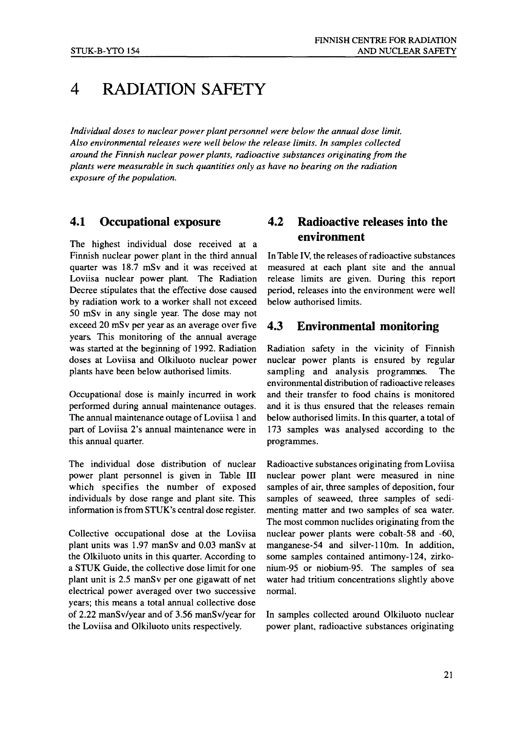# 4 RADIATION SAFETY

*Individual doses to nuclear power plant personnel were below the annual dose limit. Also environmental releases were well below the release limits. In samples collected around the Finnish nuclear power plants, radioactive substances originating from the plants were measurable in such quantities only as have no bearing on the radiation exposure of the population.*

## 4.1 Occupational exposure

The highest individual dose received at a Finnish nuclear power plant in the third annual quarter was 18.7 mSv and it was received at Loviisa nuclear power plant. The Radiation Decree stipulates that the effective dose caused by radiation work to a worker shall not exceed 50 mSv in any single year. The dose may not exceed 20 mSv per year as an average over five years. This monitoring of the annual average was started at the beginning of 1992. Radiation doses at Loviisa and Olkiluoto nuclear power plants have been below authorised limits.

Occupational dose is mainly incurred in work performed during annual maintenance outages. The annual maintenance outage of Loviisa 1 and part of Loviisa 2's annual maintenance were in this annual quarter.

The individual dose distribution of nuclear power plant personnel is given in Table III which specifies the number of exposed individuals by dose range and plant site. This information is from STUK's central dose register.

Collective occupational dose at the Loviisa plant units was 1.97 manSv and 0.03 manSv at the Olkiluoto units in this quarter. According to a STUK Guide, the collective dose limit for one plant unit is 2.5 manSv per one gigawatt of net electrical power averaged over two successive years; this means a total annual collective dose of 2.22 manSv/year and of 3.56 manSv/year for the Loviisa and Olkiluoto units respectively.

## 4.2 Radioactive releases into the environment

In Table IV, the releases of radioactive substances measured at each plant site and the annual release limits are given. During this report period, releases into the environment were well below authorised limits.

## 4.3 Environmental monitoring

Radiation safety in the vicinity of Finnish nuclear power plants is ensured by regular sampling and analysis programmes. The environmental distribution of radioactive releases and their transfer to food chains is monitored and it is thus ensured that the releases remain below authorised limits. In this quarter, a total of 173 samples was analysed according to the programmes.

Radioactive substances originating from Loviisa nuclear power plant were measured in nine samples of air, three samples of deposition, four samples of seaweed, three samples of sedimenting matter and two samples of sea water. The most common nuclides originating from the nuclear power plants were cobalt-58 and -60, manganese-54 and silver-110m. In addition, some samples contained antimony-124, zirkonium-95 or niobium-95. The samples of sea water had tritium concentrations slightly above normal.

In samples collected around Olkiluoto nuclear power plant, radioactive substances originating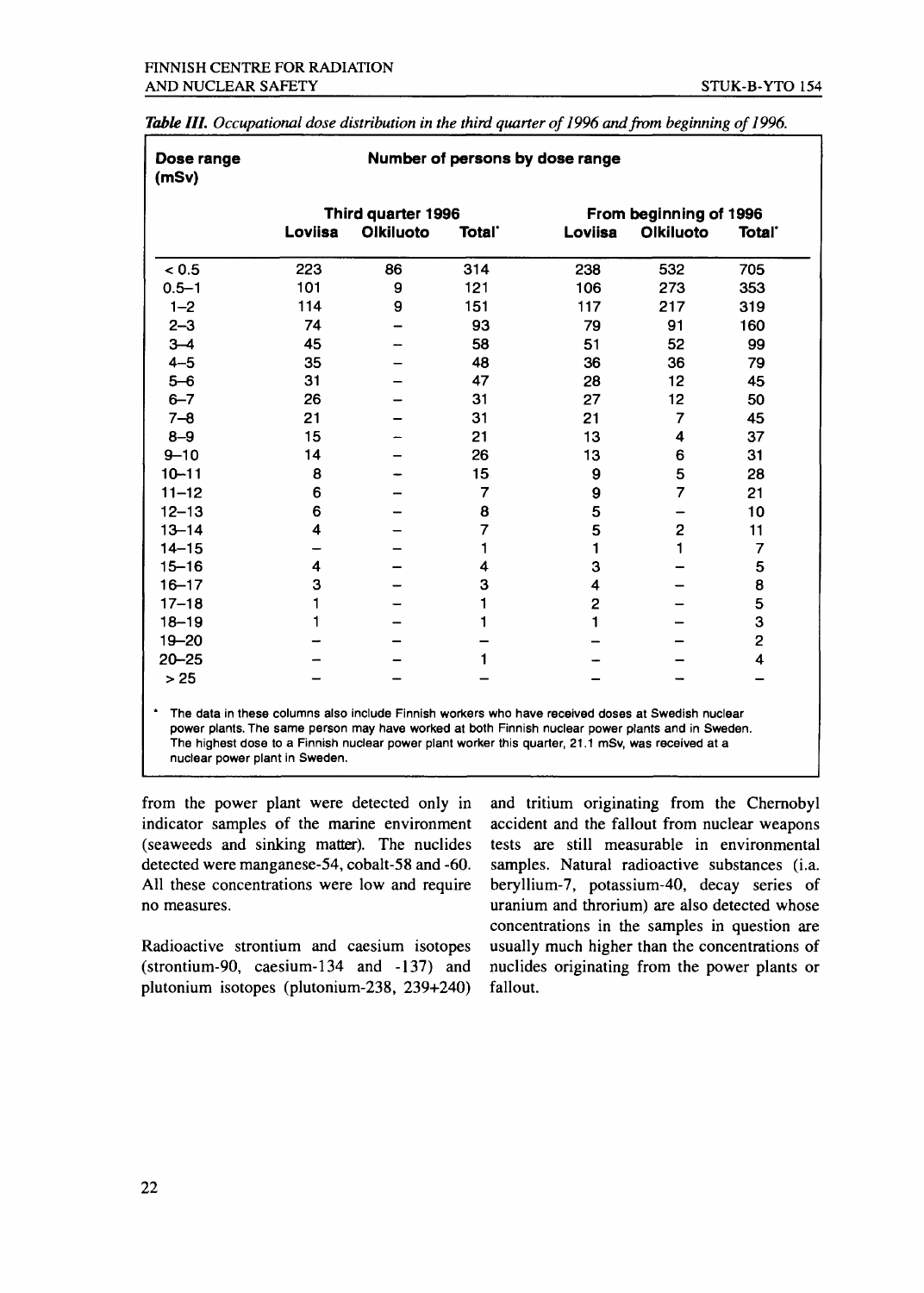*Table III. Occupational dose distribution in the third quarter of 1996 and from beginning of 1996.*

| Dose range (mSv) | Number of persons by dose range | | | | | |
|---|---|---|---|---|---|---|
| | Third quarter 1996 | | | From beginning of 1996 | | |
| | Loviisa | Olkiluoto | Total* | Loviisa | Olkiluoto | Total* |
| < 0.5 | 223 | 86 | 314 | 238 | 532 | 705 |
| 0.5–1 | 101 | 9 | 121 | 106 | 273 | 353 |
| 1–2 | 114 | 9 | 151 | 117 | 217 | 319 |
| 2–3 | 74 | – | 93 | 79 | 91 | 160 |
| 3–4 | 45 | – | 58 | 51 | 52 | 99 |
| 4–5 | 35 | – | 48 | 36 | 36 | 79 |
| 5–6 | 31 | – | 47 | 28 | 12 | 45 |
| 6–7 | 26 | – | 31 | 27 | 12 | 50 |
| 7–8 | 21 | – | 31 | 21 | 7 | 45 |
| 8–9 | 15 | – | 21 | 13 | 4 | 37 |
| 9–10 | 14 | – | 26 | 13 | 6 | 31 |
| 10–11 | 8 | – | 15 | 9 | 5 | 28 |
| 11–12 | 6 | – | 7 | 9 | 7 | 21 |
| 12–13 | 6 | – | 8 | 5 | – | 10 |
| 13–14 | 4 | – | 7 | 5 | 2 | 11 |
| 14–15 | – | – | 1 | 1 | 1 | 7 |
| 15–16 | 4 | – | 4 | 3 | – | 5 |
| 16–17 | 3 | – | 3 | 4 | – | 8 |
| 17–18 | 1 | – | 1 | 2 | – | 5 |
| 18–19 | 1 | – | 1 | 1 | – | 3 |
| 19–20 | – | – | – | – | – | 2 |
| 20–25 | – | – | 1 | – | – | 4 |
| > 25 | – | – | – | – | – | – |

* The data in these columns also include Finnish workers who have received doses at Swedish nuclear power plants. The same person may have worked at both Finnish nuclear power plants and in Sweden. The highest dose to a Finnish nuclear power plant worker this quarter, 21.1 mSv, was received at a nuclear power plant in Sweden.

from the power plant were detected only in indicator samples of the marine environment (seaweeds and sinking matter). The nuclides detected were manganese-54, cobalt-58 and -60. All these concentrations were low and require no measures.

Radioactive strontium and caesium isotopes (strontium-90, caesium-134 and -137) and plutonium isotopes (plutonium-238, 239+240) and tritium originating from the Chernobyl accident and the fallout from nuclear weapons tests are still measurable in environmental samples. Natural radioactive substances (i.a. beryllium-7, potassium-40, decay series of uranium and throrium) are also detected whose concentrations in the samples in question are usually much higher than the concentrations of nuclides originating from the power plants or fallout.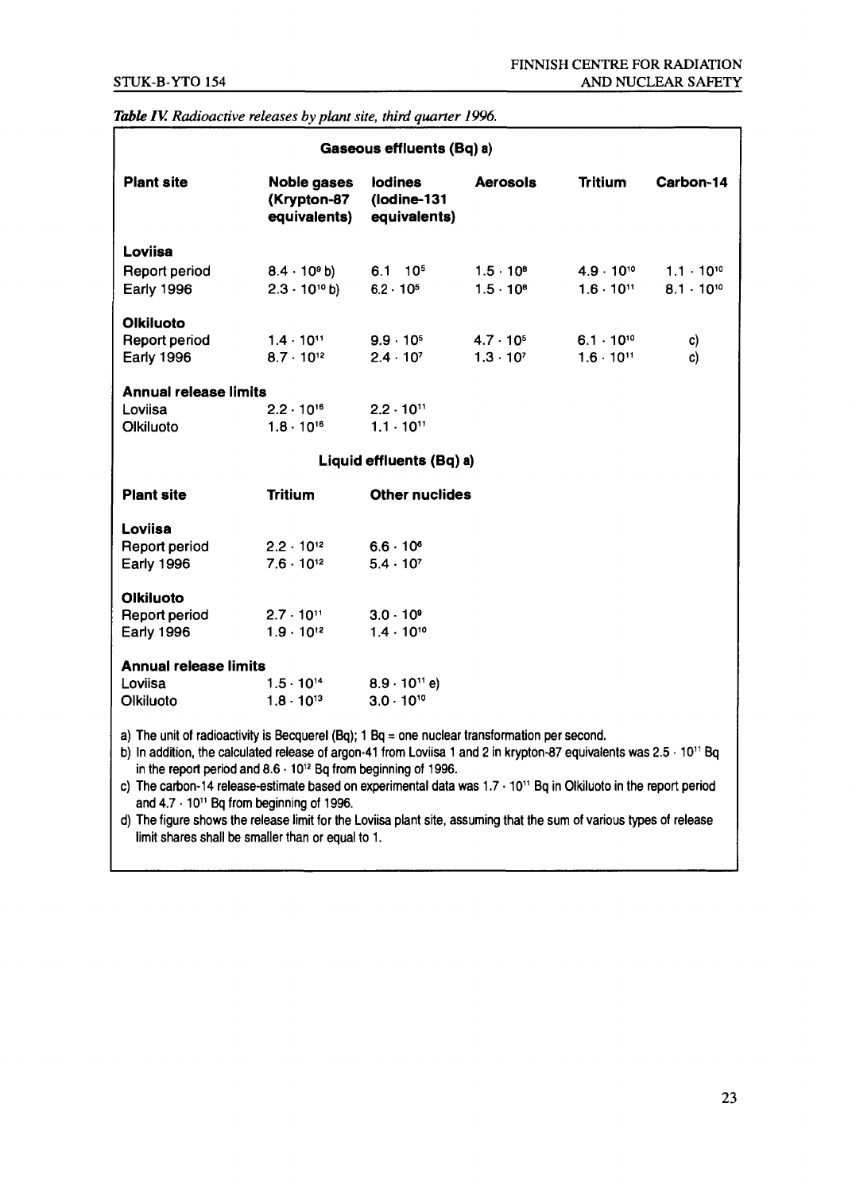*Table IV. Radioactive releases by plant site, third quarter 1996.*

**Gaseous effluents (Bq) a)**

| Plant site | Noble gases (Krypton-87 equivalents) | Iodines (Iodine-131 equivalents) | Aerosols | Tritium | Carbon-14 |
|---|---|---|---|---|---|
| **Loviisa** | | | | | |
| Report period | $8.4 \cdot 10^{9}$ b) | $6.1 \quad 10^{5}$ | $1.5 \cdot 10^{8}$ | $4.9 \cdot 10^{10}$ | $1.1 \cdot 10^{10}$ |
| Early 1996 | $2.3 \cdot 10^{10}$ b) | $6.2 \cdot 10^{5}$ | $1.5 \cdot 10^{8}$ | $1.6 \cdot 10^{11}$ | $8.1 \cdot 10^{10}$ |
| **Olkiluoto** | | | | | |
| Report period | $1.4 \cdot 10^{11}$ | $9.9 \cdot 10^{5}$ | $4.7 \cdot 10^{5}$ | $6.1 \cdot 10^{10}$ | c) |
| Early 1996 | $8.7 \cdot 10^{12}$ | $2.4 \cdot 10^{7}$ | $1.3 \cdot 10^{7}$ | $1.6 \cdot 10^{11}$ | c) |
| **Annual release limits** | | | | | |
| Loviisa | $2.2 \cdot 10^{16}$ | $2.2 \cdot 10^{11}$ | | | |
| Olkiluoto | $1.8 \cdot 10^{16}$ | $1.1 \cdot 10^{11}$ | | | |

**Liquid effluents (Bq) a)**

| Plant site | Tritium | Other nuclides |
|---|---|---|
| **Loviisa** | | |
| Report period | $2.2 \cdot 10^{12}$ | $6.6 \cdot 10^{6}$ |
| Early 1996 | $7.6 \cdot 10^{12}$ | $5.4 \cdot 10^{7}$ |
| **Olkiluoto** | | |
| Report period | $2.7 \cdot 10^{11}$ | $3.0 \cdot 10^{9}$ |
| Early 1996 | $1.9 \cdot 10^{12}$ | $1.4 \cdot 10^{10}$ |
| **Annual release limits** | | |
| Loviisa | $1.5 \cdot 10^{14}$ | $8.9 \cdot 10^{11}$ e) |
| Olkiluoto | $1.8 \cdot 10^{13}$ | $3.0 \cdot 10^{10}$ |

a) The unit of radioactivity is Becquerel (Bq); 1 Bq = one nuclear transformation per second.

b) In addition, the calculated release of argon-41 from Loviisa 1 and 2 in krypton-87 equivalents was $2.5 \cdot 10^{11}$ Bq in the report period and $8.6 \cdot 10^{12}$ Bq from beginning of 1996.

c) The carbon-14 release-estimate based on experimental data was $1.7 \cdot 10^{11}$ Bq in Olkiluoto in the report period and $4.7 \cdot 10^{11}$ Bq from beginning of 1996.

d) The figure shows the release limit for the Loviisa plant site, assuming that the sum of various types of release limit shares shall be smaller than or equal to 1.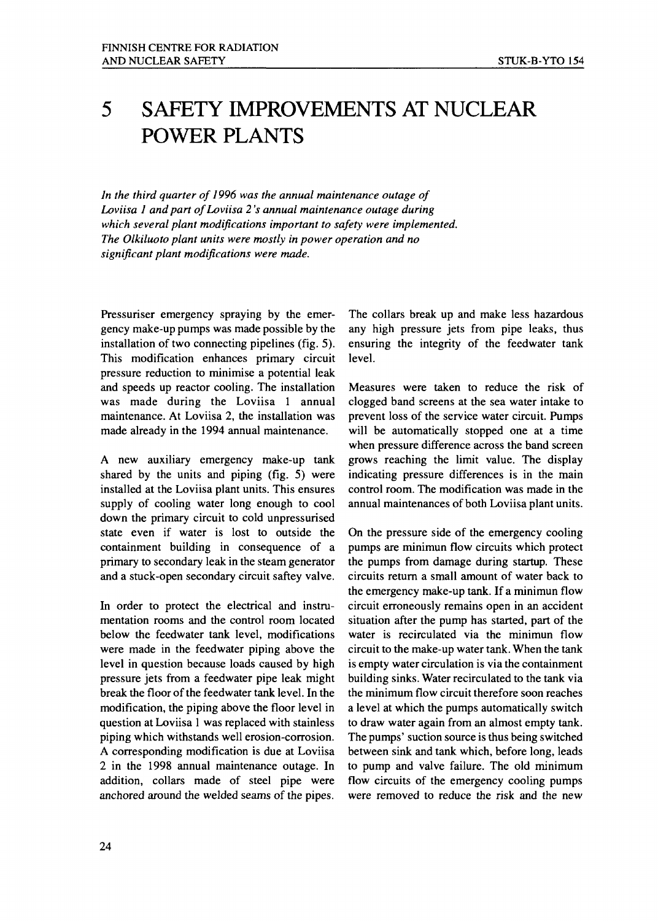# 5 SAFETY IMPROVEMENTS AT NUCLEAR POWER PLANTS

*In the third quarter of 1996 was the annual maintenance outage of Loviisa 1 and part of Loviisa 2's annual maintenance outage during which several plant modifications important to safety were implemented. The Olkiluoto plant units were mostly in power operation and no significant plant modifications were made.*

Pressuriser emergency spraying by the emergency make-up pumps was made possible by the installation of two connecting pipelines (fig. 5). This modification enhances primary circuit pressure reduction to minimise a potential leak and speeds up reactor cooling. The installation was made during the Loviisa 1 annual maintenance. At Loviisa 2, the installation was made already in the 1994 annual maintenance.

A new auxiliary emergency make-up tank shared by the units and piping (fig. 5) were installed at the Loviisa plant units. This ensures supply of cooling water long enough to cool down the primary circuit to cold unpressurised state even if water is lost to outside the containment building in consequence of a primary to secondary leak in the steam generator and a stuck-open secondary circuit saftey valve.

In order to protect the electrical and instrumentation rooms and the control room located below the feedwater tank level, modifications were made in the feedwater piping above the level in question because loads caused by high pressure jets from a feedwater pipe leak might break the floor of the feedwater tank level. In the modification, the piping above the floor level in question at Loviisa 1 was replaced with stainless piping which withstands well erosion-corrosion. A corresponding modification is due at Loviisa 2 in the 1998 annual maintenance outage. In addition, collars made of steel pipe were anchored around the welded seams of the pipes. The collars break up and make less hazardous any high pressure jets from pipe leaks, thus ensuring the integrity of the feedwater tank level.

Measures were taken to reduce the risk of clogged band screens at the sea water intake to prevent loss of the service water circuit. Pumps will be automatically stopped one at a time when pressure difference across the band screen grows reaching the limit value. The display indicating pressure differences is in the main control room. The modification was made in the annual maintenances of both Loviisa plant units.

On the pressure side of the emergency cooling pumps are minimun flow circuits which protect the pumps from damage during startup. These circuits return a small amount of water back to the emergency make-up tank. If a minimun flow circuit erroneously remains open in an accident situation after the pump has started, part of the water is recirculated via the minimun flow circuit to the make-up water tank. When the tank is empty water circulation is via the containment building sinks. Water recirculated to the tank via the minimum flow circuit therefore soon reaches a level at which the pumps automatically switch to draw water again from an almost empty tank. The pumps' suction source is thus being switched between sink and tank which, before long, leads to pump and valve failure. The old minimum flow circuits of the emergency cooling pumps were removed to reduce the risk and the new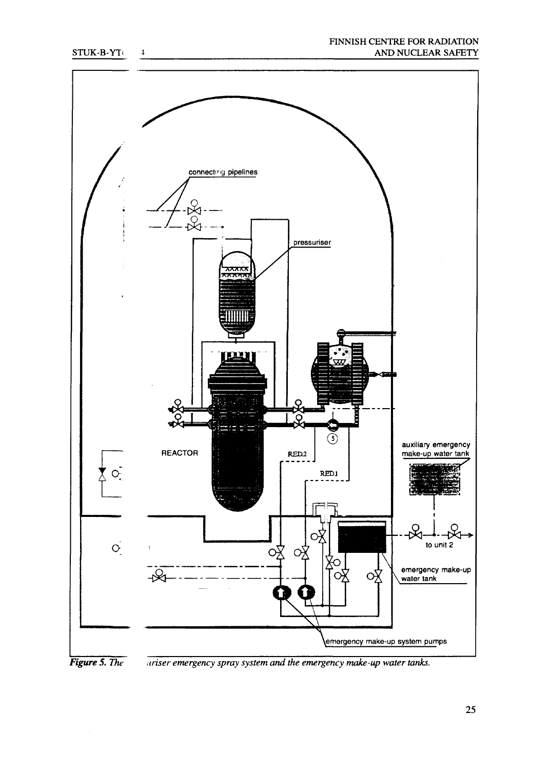connecting pipelines

pressuriser

REACTOR

RED2

RED1

auxiliary emergency make-up water tank

to unit 2

emergency make-up water tank

emergency make-up system pumps

*Figure 5. The pressuriser emergency spray system and the emergency make-up water tanks.*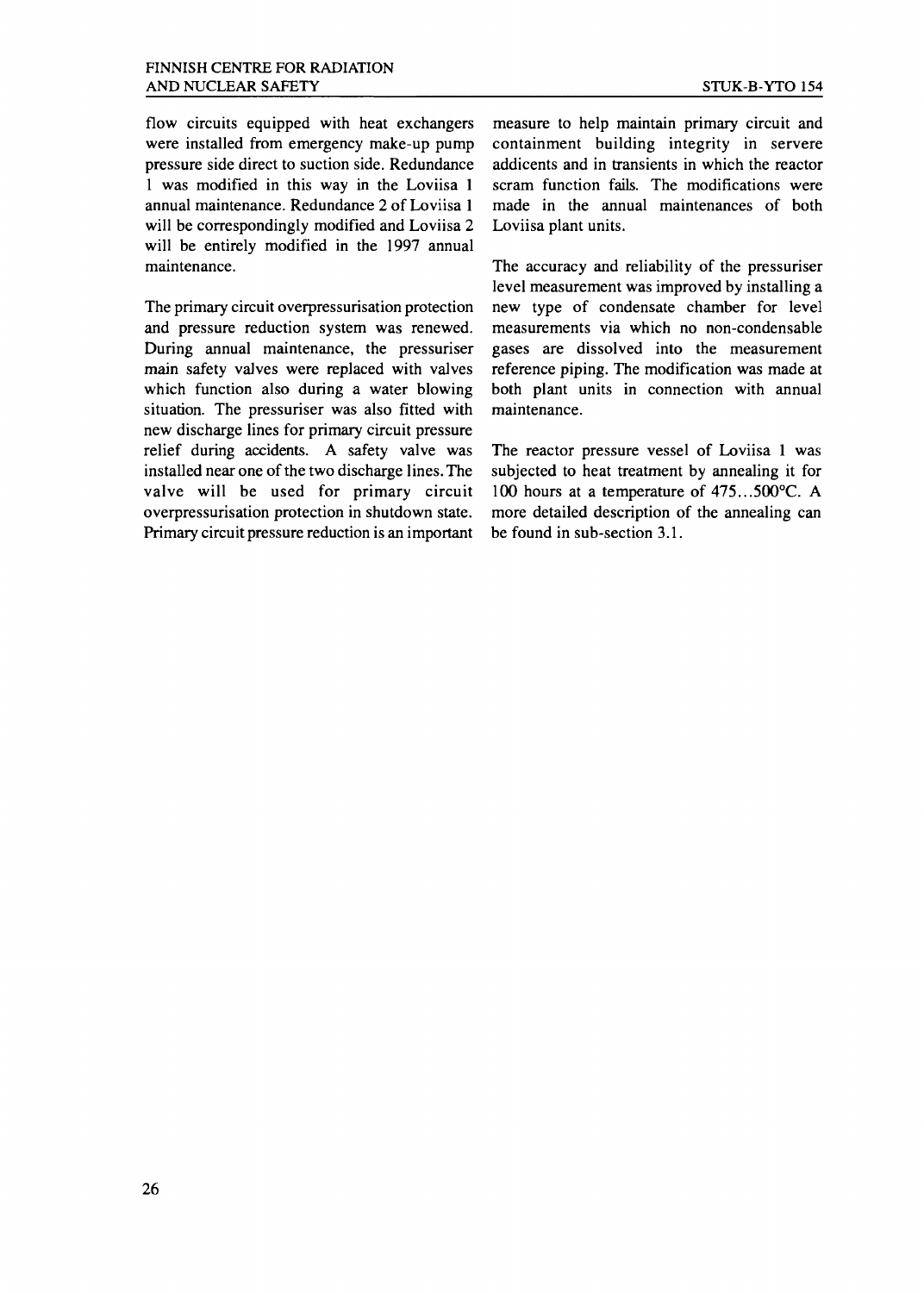flow circuits equipped with heat exchangers were installed from emergency make-up pump pressure side direct to suction side. Redundance 1 was modified in this way in the Loviisa 1 annual maintenance. Redundance 2 of Loviisa 1 will be correspondingly modified and Loviisa 2 will be entirely modified in the 1997 annual maintenance.

The primary circuit overpressurisation protection and pressure reduction system was renewed. During annual maintenance, the pressuriser main safety valves were replaced with valves which function also during a water blowing situation. The pressuriser was also fitted with new discharge lines for primary circuit pressure relief during accidents. A safety valve was installed near one of the two discharge lines. The valve will be used for primary circuit overpressurisation protection in shutdown state. Primary circuit pressure reduction is an important measure to help maintain primary circuit and containment building integrity in servere addicents and in transients in which the reactor scram function fails. The modifications were made in the annual maintenances of both Loviisa plant units.

The accuracy and reliability of the pressuriser level measurement was improved by installing a new type of condensate chamber for level measurements via which no non-condensable gases are dissolved into the measurement reference piping. The modification was made at both plant units in connection with annual maintenance.

The reactor pressure vessel of Loviisa 1 was subjected to heat treatment by annealing it for 100 hours at a temperature of 475...500°C. A more detailed description of the annealing can be found in sub-section 3.1.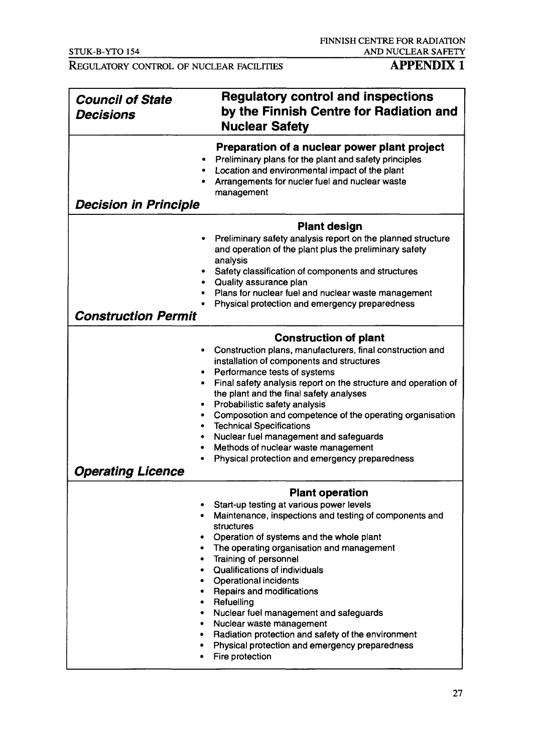## APPENDIX 1

| *Council of State Decisions* | **Regulatory control and inspections by the Finnish Centre for Radiation and Nuclear Safety** |
|---|---|
| | **Preparation of a nuclear power plant project**<br>• Preliminary plans for the plant and safety principles<br>• Location and environmental impact of the plant<br>• Arrangements for nucler fuel and nuclear waste management |
| ***Decision in Principle*** | |
| | **Plant design**<br>• Preliminary safety analysis report on the planned structure and operation of the plant plus the preliminary safety analysis<br>• Safety classification of components and structures<br>• Quality assurance plan<br>• Plans for nuclear fuel and nuclear waste management<br>• Physical protection and emergency preparedness |
| ***Construction Permit*** | |
| | **Construction of plant**<br>• Construction plans, manufacturers, final construction and installation of components and structures<br>• Performance tests of systems<br>• Final safety analysis report on the structure and operation of the plant and the final safety analyses<br>• Probabilistic safety analysis<br>• Composotion and competence of the operating organisation<br>• Technical Specifications<br>• Nuclear fuel management and safeguards<br>• Methods of nuclear waste management<br>• Physical protection and emergency preparedness |
| ***Operating Licence*** | |
| | **Plant operation**<br>• Start-up testing at various power levels<br>• Maintenance, inspections and testing of components and structures<br>• Operation of systems and the whole plant<br>• The operating organisation and management<br>• Training of personnel<br>• Qualifications of individuals<br>• Operational incidents<br>• Repairs and modifications<br>• Refuelling<br>• Nuclear fuel management and safeguards<br>• Nuclear waste management<br>• Radiation protection and safety of the environment<br>• Physical protection and emergency preparedness<br>• Fire protection |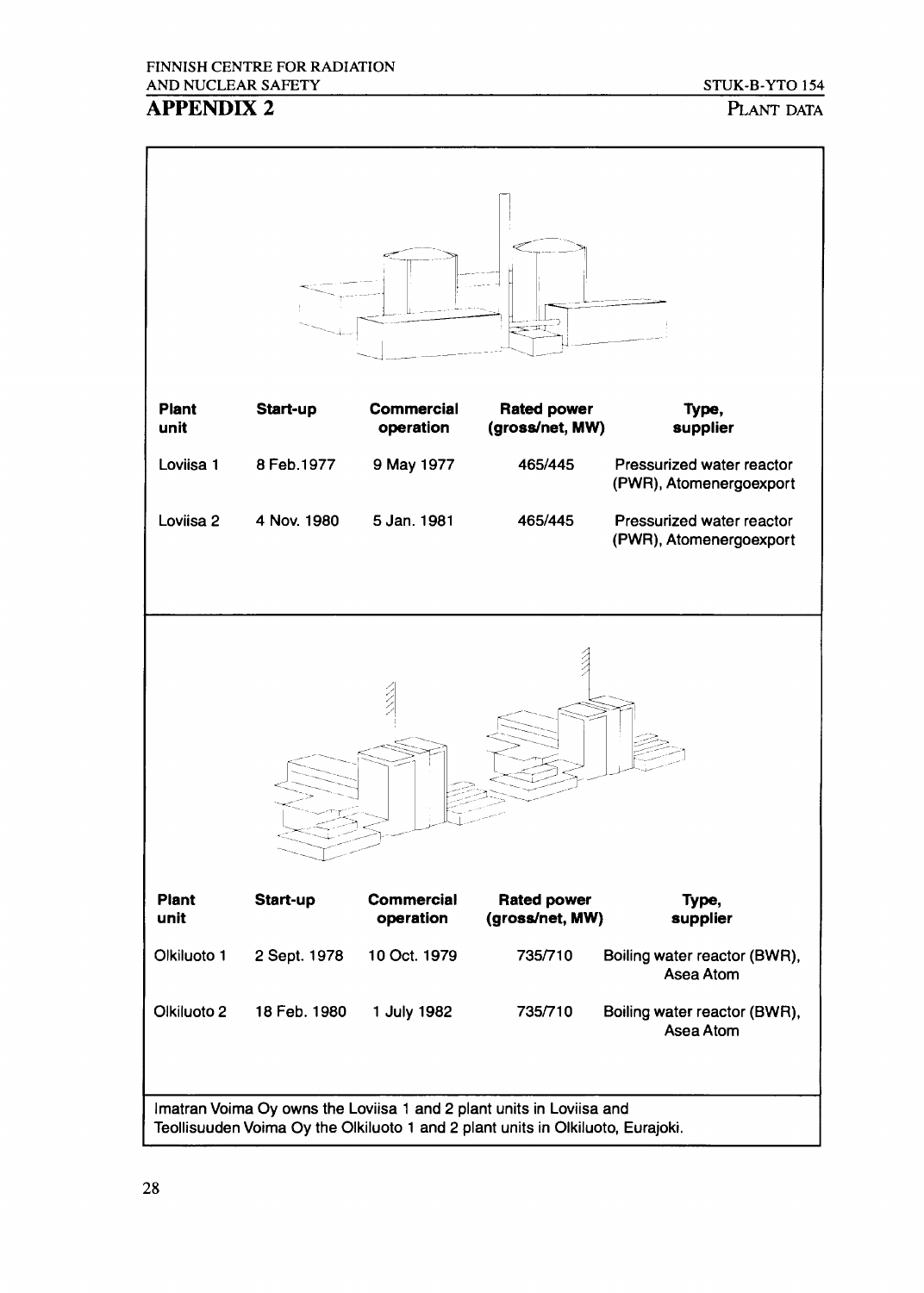# APPENDIX 2

PLANT DATA

| Plant unit | Start-up | Commercial operation | Rated power (gross/net, MW) | Type, supplier |
|---|---|---|---|---|
| Loviisa 1 | 8 Feb.1977 | 9 May 1977 | 465/445 | Pressurized water reactor (PWR), Atomenergoexport |
| Loviisa 2 | 4 Nov. 1980 | 5 Jan. 1981 | 465/445 | Pressurized water reactor (PWR), Atomenergoexport |

| Plant unit | Start-up | Commercial operation | Rated power (gross/net, MW) | Type, supplier |
|---|---|---|---|---|
| Olkiluoto 1 | 2 Sept. 1978 | 10 Oct. 1979 | 735/710 | Boiling water reactor (BWR), Asea Atom |
| Olkiluoto 2 | 18 Feb. 1980 | 1 July 1982 | 735/710 | Boiling water reactor (BWR), Asea Atom |

Imatran Voima Oy owns the Loviisa 1 and 2 plant units in Loviisa and Teollisuuden Voima Oy the Olkiluoto 1 and 2 plant units in Olkiluoto, Eurajoki.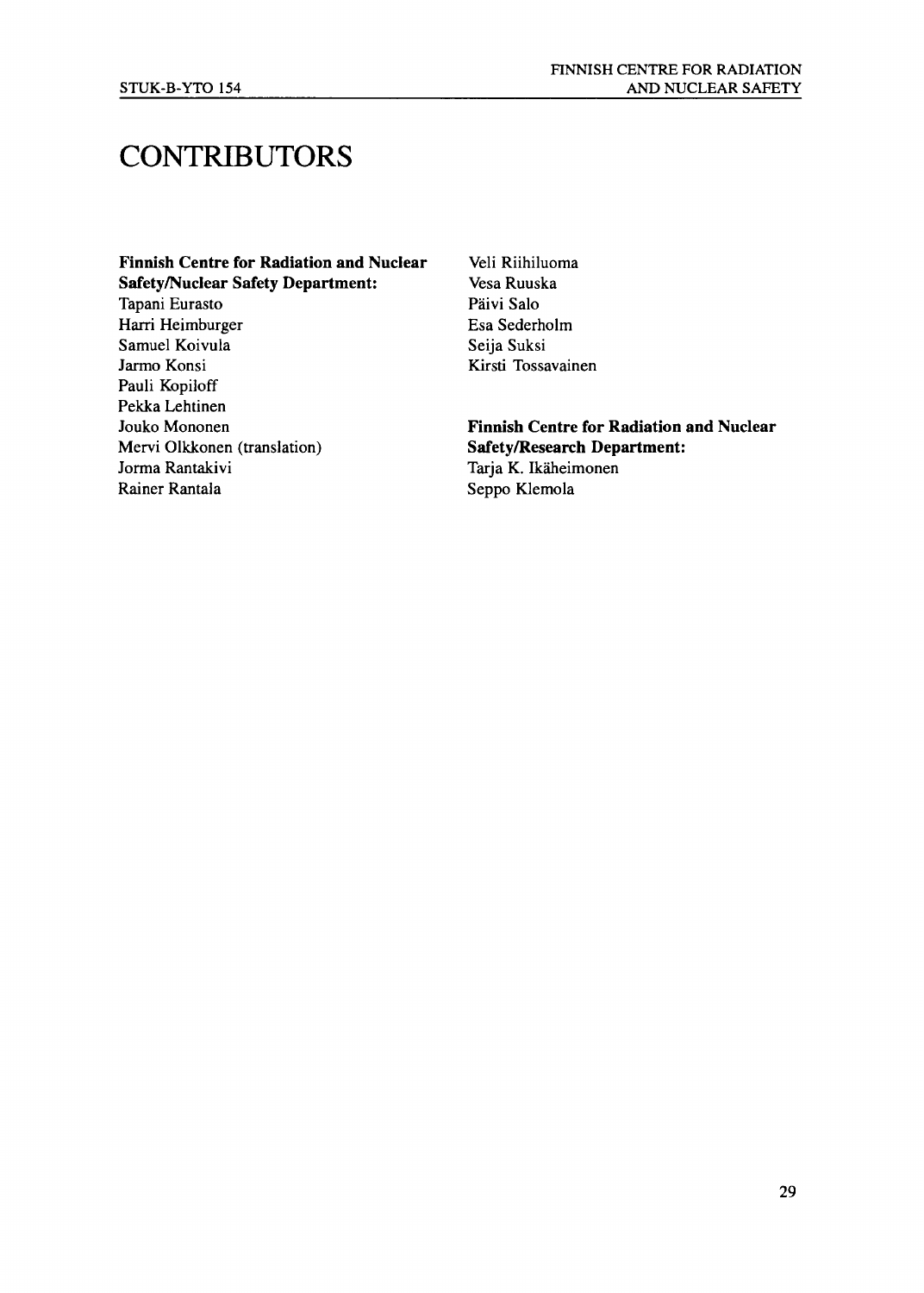# CONTRIBUTORS

**Finnish Centre for Radiation and Nuclear Safety/Nuclear Safety Department:**

Tapani Eurasto
Harri Heimburger
Samuel Koivula
Jarmo Konsi
Pauli Kopiloff
Pekka Lehtinen
Jouko Mononen
Mervi Olkkonen (translation)
Jorma Rantakivi
Rainer Rantala
Veli Riihiluoma
Vesa Ruuska
Päivi Salo
Esa Sederholm
Seija Suksi
Kirsti Tossavainen

**Finnish Centre for Radiation and Nuclear Safety/Research Department:**

Tarja K. Ikäheimonen
Seppo Klemola